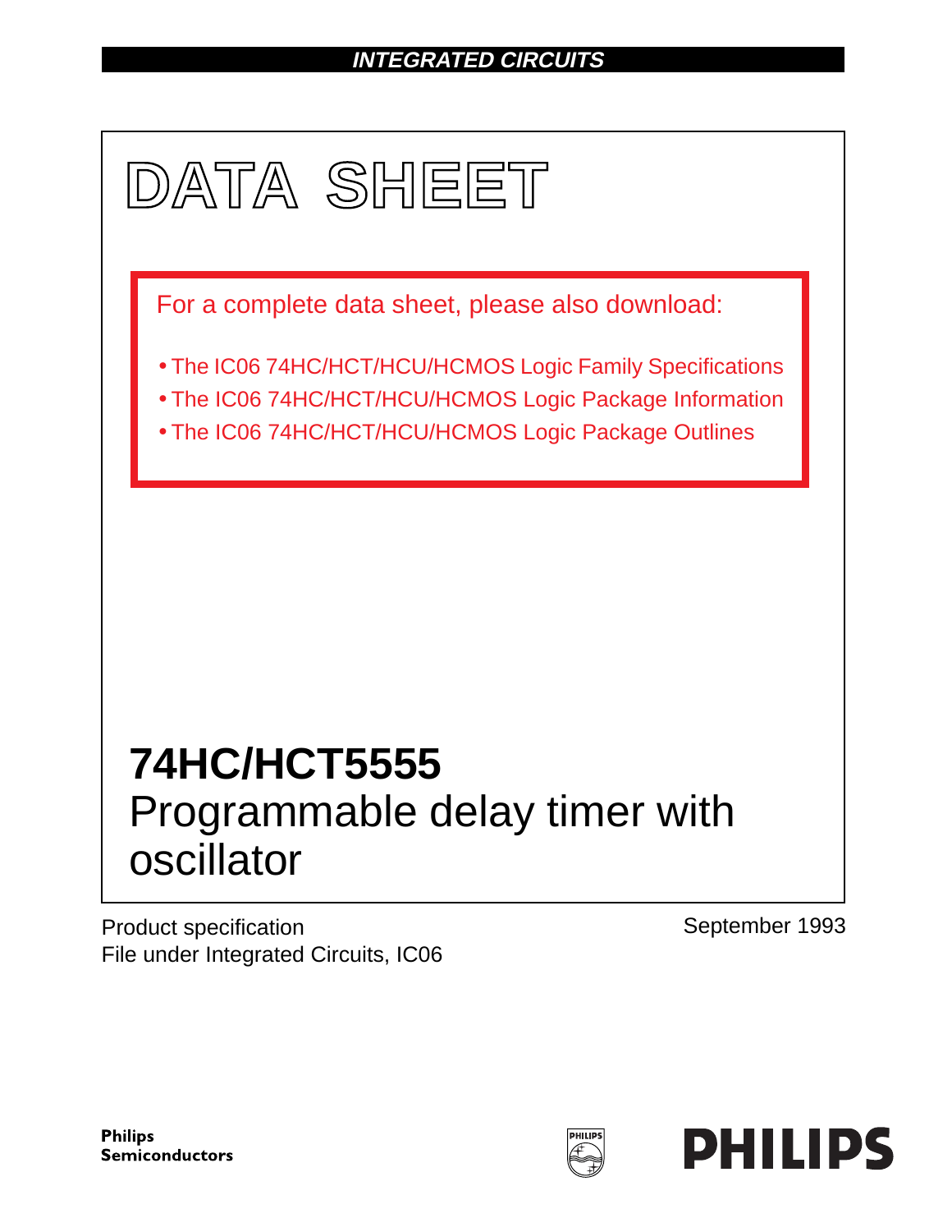**INTEGRATED CIRCUITS**

# DATA SHEET

For a complete data sheet, please also download:

- The IC06 74HC/HCT/HCU/HCMOS Logic Family Specifications
- The IC06 74HC/HCT/HCU/HCMOS Logic Package Information
- The IC06 74HC/HCT/HCU/HCMOS Logic Package Outlines

## 74HC/HCT5555

## Programmable delay timer with oscillator

Product specification
File under Integrated Circuits, IC06

September 1993

**Philips Semiconductors**

**PHILIPS**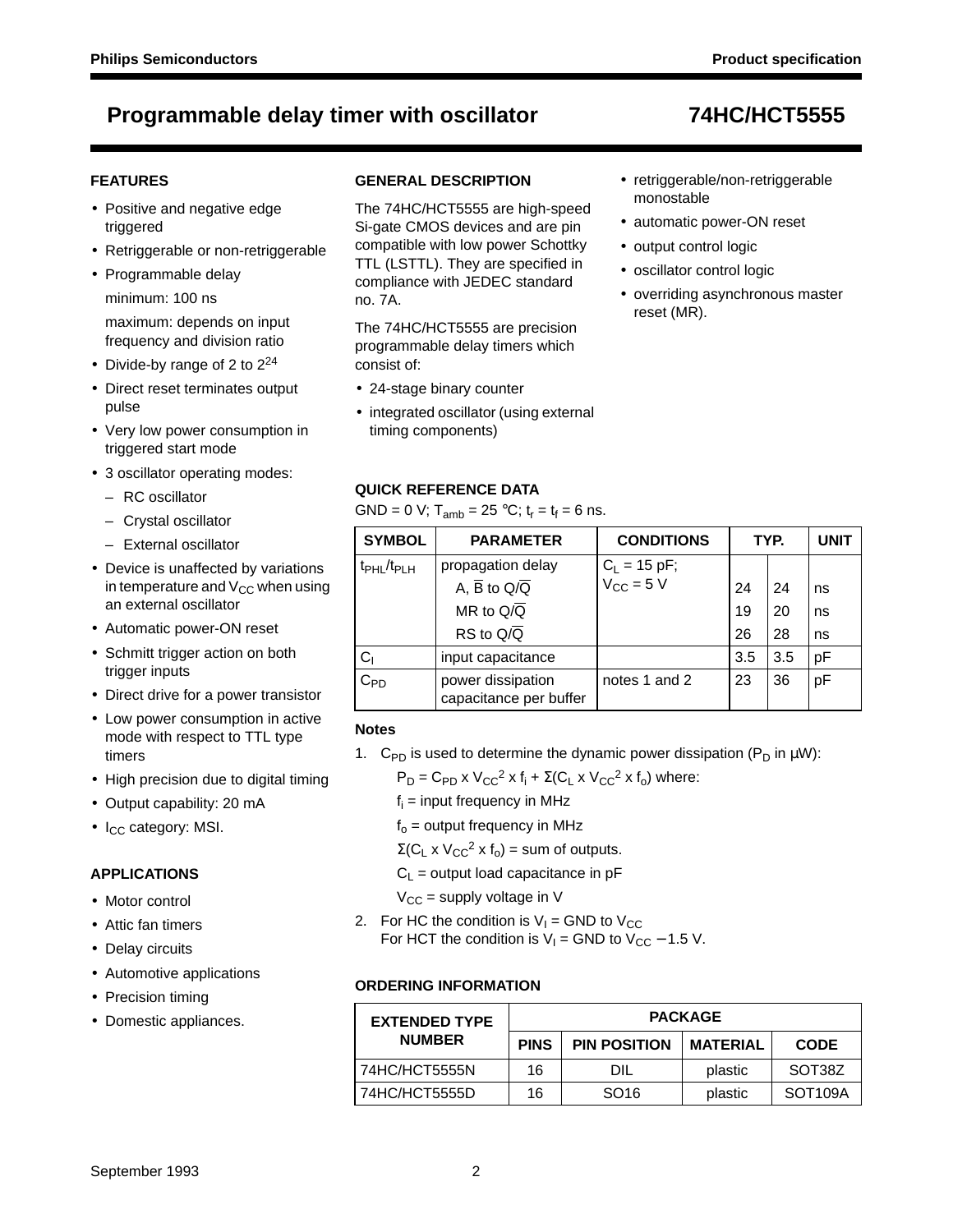# Programmable delay timer with oscillator — 74HC/HCT5555

## FEATURES

- Positive and negative edge triggered
- Retriggerable or non-retriggerable
- Programmable delay

  minimum: 100 ns

  maximum: depends on input frequency and division ratio
- Divide-by range of 2 to $2^{24}$
- Direct reset terminates output pulse
- Very low power consumption in triggered start mode
- 3 oscillator operating modes:
  - RC oscillator
  - Crystal oscillator
  - External oscillator
- Device is unaffected by variations in temperature and $V_{CC}$ when using an external oscillator
- Automatic power-ON reset
- Schmitt trigger action on both trigger inputs
- Direct drive for a power transistor
- Low power consumption in active mode with respect to TTL type timers
- High precision due to digital timing
- Output capability: 20 mA
- $I_{CC}$ category: MSI.

## APPLICATIONS

- Motor control
- Attic fan timers
- Delay circuits
- Automotive applications
- Precision timing
- Domestic appliances.

## GENERAL DESCRIPTION

The 74HC/HCT5555 are high-speed Si-gate CMOS devices and are pin compatible with low power Schottky TTL (LSTTL). They are specified in compliance with JEDEC standard no. 7A.

The 74HC/HCT5555 are precision programmable delay timers which consist of:

- 24-stage binary counter
- integrated oscillator (using external timing components)
- retriggerable/non-retriggerable monostable
- automatic power-ON reset
- output control logic
- oscillator control logic
- overriding asynchronous master reset (MR).

## QUICK REFERENCE DATA

GND = 0 V; $T_{amb}$ = 25 °C; $t_r = t_f$ = 6 ns.

| SYMBOL | PARAMETER | CONDITIONS | TYP. | | UNIT |
|---|---|---|---|---|---|
| $t_{PHL}/t_{PLH}$ | propagation delay | $C_L$ = 15 pF; $V_{CC}$ = 5 V | | | |
| | A, $\overline{B}$ to Q/$\overline{Q}$ | | 24 | 24 | ns |
| | MR to Q/$\overline{Q}$ | | 19 | 20 | ns |
| | RS to Q/$\overline{Q}$ | | 26 | 28 | ns |
| $C_I$ | input capacitance | | 3.5 | 3.5 | pF |
| $C_{PD}$ | power dissipation capacitance per buffer | notes 1 and 2 | 23 | 36 | pF |

### Notes

1. $C_{PD}$ is used to determine the dynamic power dissipation ($P_D$ in μW):

   $P_D = C_{PD} \times V_{CC}^2 \times f_i + \Sigma(C_L \times V_{CC}^2 \times f_o)$ where:

   $f_i$ = input frequency in MHz

   $f_o$ = output frequency in MHz

   $\Sigma(C_L \times V_{CC}^2 \times f_o)$ = sum of outputs.

   $C_L$ = output load capacitance in pF

   $V_{CC}$ = supply voltage in V
2. For HC the condition is $V_I$ = GND to $V_{CC}$
   For HCT the condition is $V_I$ = GND to $V_{CC}$ − 1.5 V.

## ORDERING INFORMATION

| EXTENDED TYPE NUMBER | PACKAGE | | | |
|---|---|---|---|---|
| | PINS | PIN POSITION | MATERIAL | CODE |
| 74HC/HCT5555N | 16 | DIL | plastic | SOT38Z |
| 74HC/HCT5555D | 16 | SO16 | plastic | SOT109A |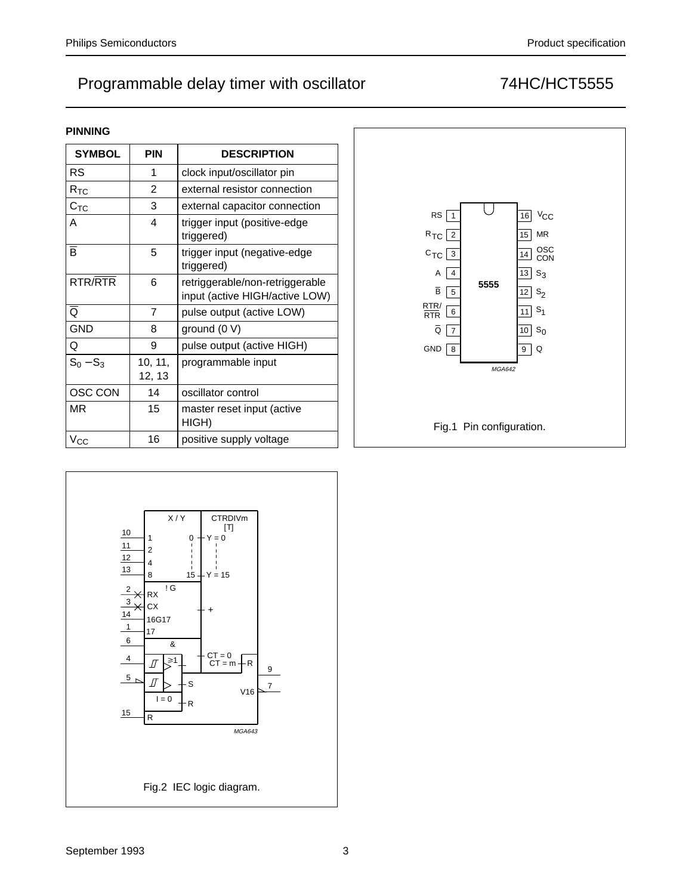## PINNING

| SYMBOL | PIN | DESCRIPTION |
| --- | --- | --- |
| RS | 1 | clock input/oscillator pin |
| $R_{TC}$ | 2 | external resistor connection |
| $C_{TC}$ | 3 | external capacitor connection |
| A | 4 | trigger input (positive-edge triggered) |
| $\overline{B}$ | 5 | trigger input (negative-edge triggered) |
| RTR/$\overline{RTR}$ | 6 | retriggerable/non-retriggerable input (active HIGH/active LOW) |
| $\overline{Q}$ | 7 | pulse output (active LOW) |
| GND | 8 | ground (0 V) |
| Q | 9 | pulse output (active HIGH) |
| $S_0 - S_3$ | 10, 11, 12, 13 | programmable input |
| OSC CON | 14 | oscillator control |
| MR | 15 | master reset input (active HIGH) |
| $V_{CC}$ | 16 | positive supply voltage |

Fig.1 Pin configuration.

Fig.2 IEC logic diagram.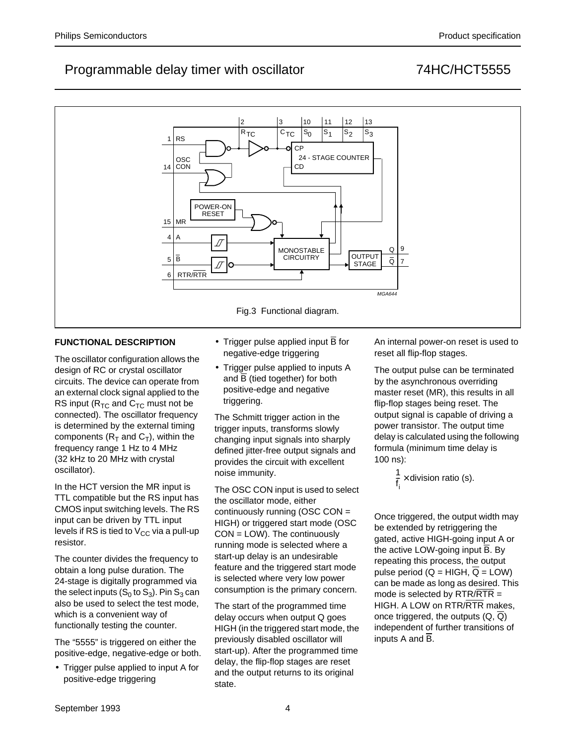Fig.3 Functional diagram.

## FUNCTIONAL DESCRIPTION

The oscillator configuration allows the design of RC or crystal oscillator circuits. The device can operate from an external clock signal applied to the RS input ($R_{TC}$ and $C_{TC}$ must not be connected). The oscillator frequency is determined by the external timing components ($R_T$ and $C_T$), within the frequency range 1 Hz to 4 MHz (32 kHz to 20 MHz with crystal oscillator).

In the HCT version the MR input is TTL compatible but the RS input has CMOS input switching levels. The RS input can be driven by TTL input levels if RS is tied to $V_{CC}$ via a pull-up resistor.

The counter divides the frequency to obtain a long pulse duration. The 24-stage is digitally programmed via the select inputs ($S_0$ to $S_3$). Pin $S_3$ can also be used to select the test mode, which is a convenient way of functionally testing the counter.

The "5555" is triggered on either the positive-edge, negative-edge or both.

- Trigger pulse applied to input A for positive-edge triggering
- Trigger pulse applied input $\overline{B}$ for negative-edge triggering
- Trigger pulse applied to inputs A and $\overline{B}$ (tied together) for both positive-edge and negative triggering.

The Schmitt trigger action in the trigger inputs, transforms slowly changing input signals into sharply defined jitter-free output signals and provides the circuit with excellent noise immunity.

The OSC CON input is used to select the oscillator mode, either continuously running (OSC CON = HIGH) or triggered start mode (OSC CON = LOW). The continuously running mode is selected where a start-up delay is an undesirable feature and the triggered start mode is selected where very low power consumption is the primary concern.

The start of the programmed time delay occurs when output Q goes HIGH (in the triggered start mode, the previously disabled oscillator will start-up). After the programmed time delay, the flip-flop stages are reset and the output returns to its original state.

An internal power-on reset is used to reset all flip-flop stages.

The output pulse can be terminated by the asynchronous overriding master reset (MR), this results in all flip-flop stages being reset. The output signal is capable of driving a power transistor. The output time delay is calculated using the following formula (minimum time delay is 100 ns):

$$\frac{1}{f_i} \times \text{division ratio (s).}$$

Once triggered, the output width may be extended by retriggering the gated, active HIGH-going input A or the active LOW-going input $\overline{B}$. By repeating this process, the output pulse period (Q = HIGH, $\overline{Q}$ = LOW) can be made as long as desired. This mode is selected by RTR/$\overline{RTR}$ = HIGH. A LOW on RTR/$\overline{RTR}$ makes, once triggered, the outputs (Q, $\overline{Q}$) independent of further transitions of inputs A and $\overline{B}$.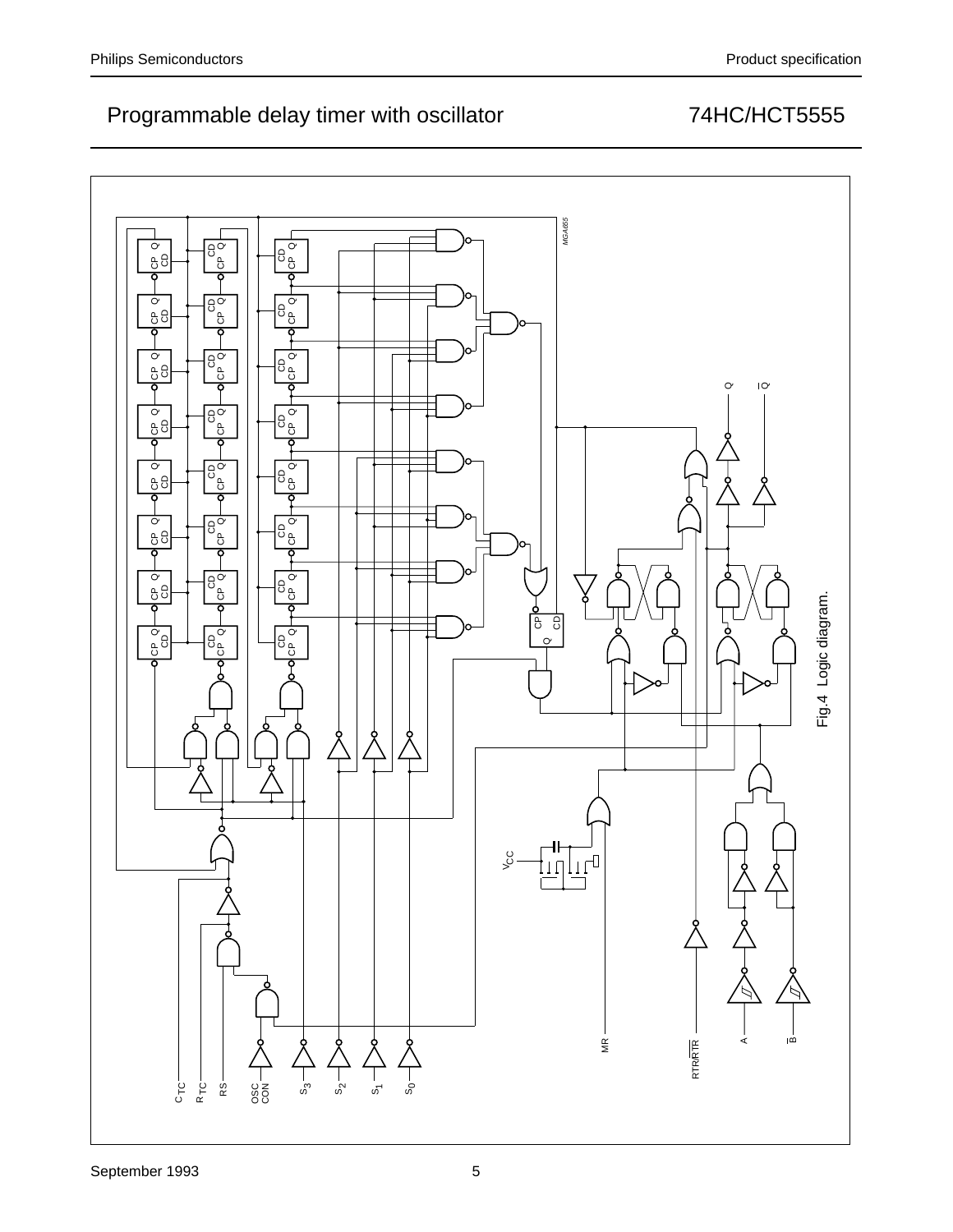Fig.4 Logic diagram.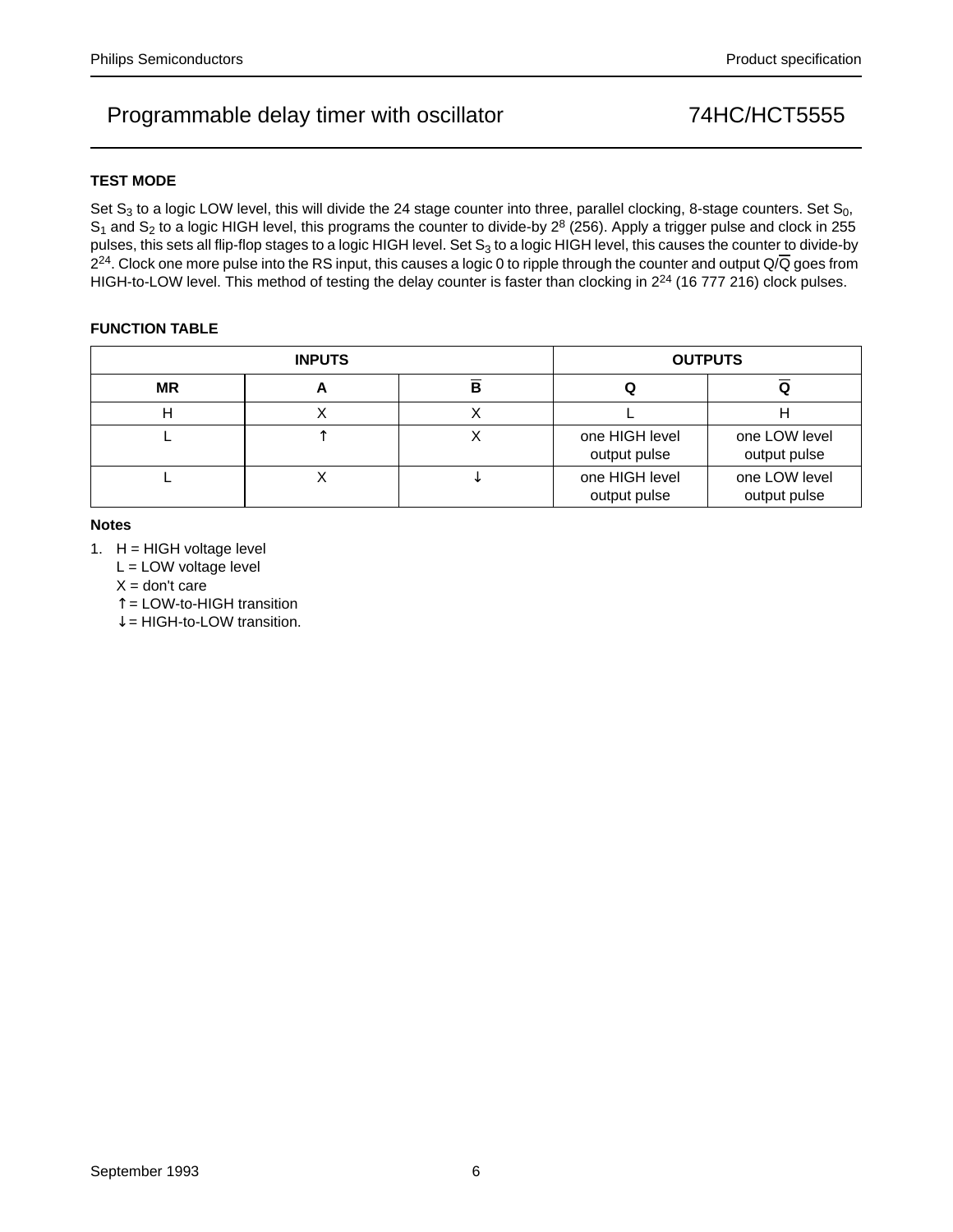### TEST MODE

Set $S_3$ to a logic LOW level, this will divide the 24 stage counter into three, parallel clocking, 8-stage counters. Set $S_0$, $S_1$ and $S_2$ to a logic HIGH level, this programs the counter to divide-by $2^8$ (256). Apply a trigger pulse and clock in 255 pulses, this sets all flip-flop stages to a logic HIGH level. Set $S_3$ to a logic HIGH level, this causes the counter to divide-by $2^{24}$. Clock one more pulse into the RS input, this causes a logic 0 to ripple through the counter and output Q/$\overline{Q}$ goes from HIGH-to-LOW level. This method of testing the delay counter is faster than clocking in $2^{24}$ (16 777 216) clock pulses.

### FUNCTION TABLE

| INPUTS | | | OUTPUTS | |
|---|---|---|---|---|
| MR | A | $\overline{B}$ | Q | $\overline{Q}$ |
| H | X | X | L | H |
| L | ↑ | X | one HIGH level output pulse | one LOW level output pulse |
| L | X | ↓ | one HIGH level output pulse | one LOW level output pulse |

#### Notes

1. H = HIGH voltage level
   L = LOW voltage level
   X = don't care
   ↑ = LOW-to-HIGH transition
   ↓ = HIGH-to-LOW transition.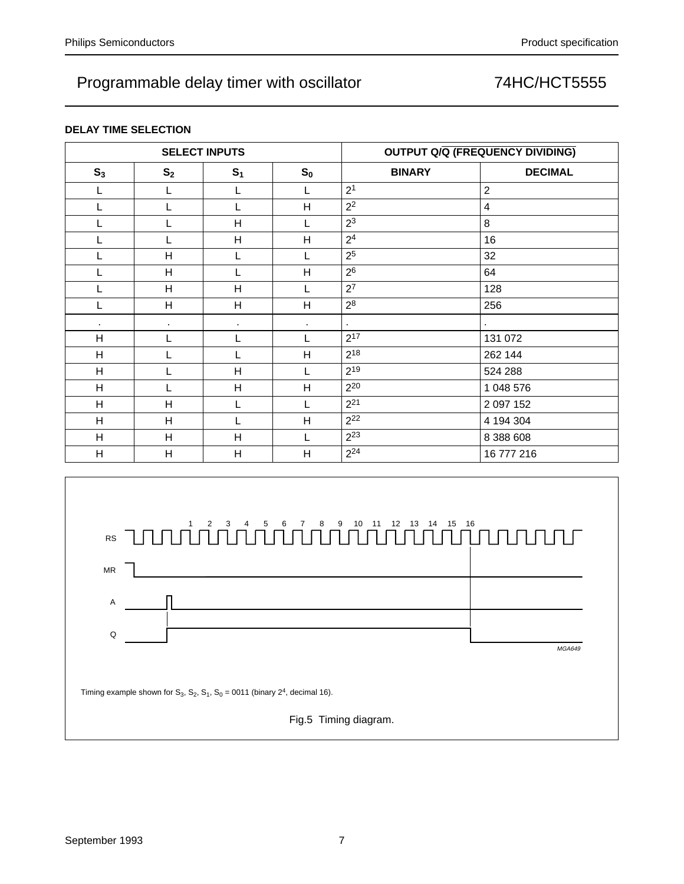#### DELAY TIME SELECTION

| SELECT INPUTS | | | | OUTPUT Q/$\overline{Q}$ (FREQUENCY DIVIDING) | |
|---|---|---|---|---|---|
| $S_3$ | $S_2$ | $S_1$ | $S_0$ | BINARY | DECIMAL |
| L | L | L | L | $2^1$ | 2 |
| L | L | L | H | $2^2$ | 4 |
| L | L | H | L | $2^3$ | 8 |
| L | L | H | H | $2^4$ | 16 |
| L | H | L | L | $2^5$ | 32 |
| L | H | L | H | $2^6$ | 64 |
| L | H | H | L | $2^7$ | 128 |
| L | H | H | H | $2^8$ | 256 |
| . | . | . | . | . | . |
| H | L | L | L | $2^{17}$ | 131 072 |
| H | L | L | H | $2^{18}$ | 262 144 |
| H | L | H | L | $2^{19}$ | 524 288 |
| H | L | H | H | $2^{20}$ | 1 048 576 |
| H | H | L | L | $2^{21}$ | 2 097 152 |
| H | H | L | H | $2^{22}$ | 4 194 304 |
| H | H | H | L | $2^{23}$ | 8 388 608 |
| H | H | H | H | $2^{24}$ | 16 777 216 |

Timing example shown for $S_3$, $S_2$, $S_1$, $S_0$ = 0011 (binary $2^4$, decimal 16).

Fig.5 Timing diagram.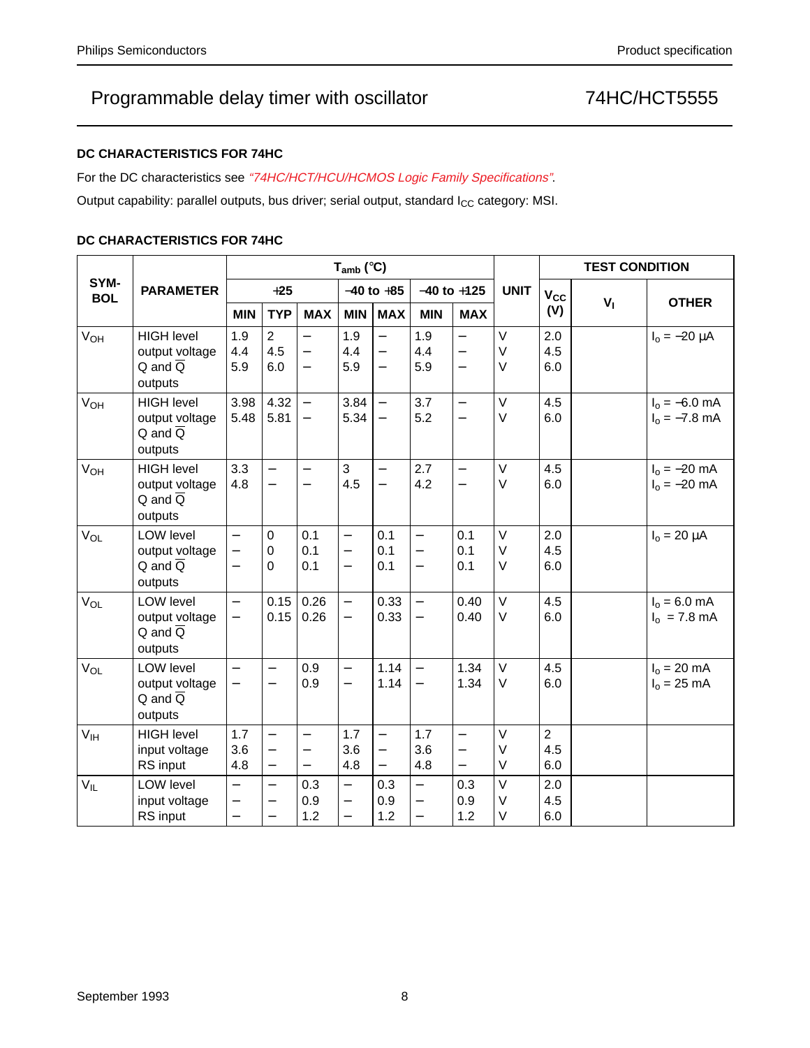## DC CHARACTERISTICS FOR 74HC

For the DC characteristics see *"74HC/HCT/HCU/HCMOS Logic Family Specifications"*.

Output capability: parallel outputs, bus driver; serial output, standard $I_{CC}$ category: MSI.

## DC CHARACTERISTICS FOR 74HC

| SYMBOL | PARAMETER | $T_{amb}$ (°C) | | | | | | | UNIT | TEST CONDITION | | |
|---|---|---|---|---|---|---|---|---|---|---|---|---|
| | | +25 | | | −40 to +85 | | −40 to +125 | | | $V_{CC}$ (V) | $V_I$ | OTHER |
| | | MIN | TYP | MAX | MIN | MAX | MIN | MAX | | | | |
| $V_{OH}$ | HIGH level output voltage Q and $\overline{Q}$ outputs | 1.9<br>4.4<br>5.9 | 2<br>4.5<br>6.0 | −<br>−<br>− | 1.9<br>4.4<br>5.9 | −<br>−<br>− | 1.9<br>4.4<br>5.9 | −<br>−<br>− | V<br>V<br>V | 2.0<br>4.5<br>6.0 | | $I_o$ = −20 μA |
| $V_{OH}$ | HIGH level output voltage Q and $\overline{Q}$ outputs | 3.98<br>5.48 | 4.32<br>5.81 | −<br>− | 3.84<br>5.34 | −<br>− | 3.7<br>5.2 | −<br>− | V<br>V | 4.5<br>6.0 | | $I_o$ = −6.0 mA<br>$I_o$ = −7.8 mA |
| $V_{OH}$ | HIGH level output voltage Q and $\overline{Q}$ outputs | 3.3<br>4.8 | −<br>− | −<br>− | 3<br>4.5 | −<br>− | 2.7<br>4.2 | −<br>− | V<br>V | 4.5<br>6.0 | | $I_o$ = −20 mA<br>$I_o$ = −20 mA |
| $V_{OL}$ | LOW level output voltage Q and $\overline{Q}$ outputs | −<br>−<br>− | 0<br>0<br>0 | 0.1<br>0.1<br>0.1 | −<br>−<br>− | 0.1<br>0.1<br>0.1 | −<br>−<br>− | 0.1<br>0.1<br>0.1 | V<br>V<br>V | 2.0<br>4.5<br>6.0 | | $I_o$ = 20 μA |
| $V_{OL}$ | LOW level output voltage Q and $\overline{Q}$ outputs | −<br>− | 0.15<br>0.15 | 0.26<br>0.26 | −<br>− | 0.33<br>0.33 | −<br>− | 0.40<br>0.40 | V<br>V | 4.5<br>6.0 | | $I_o$ = 6.0 mA<br>$I_o$ = 7.8 mA |
| $V_{OL}$ | LOW level output voltage Q and $\overline{Q}$ outputs | −<br>− | −<br>− | 0.9<br>0.9 | −<br>− | 1.14<br>1.14 | −<br>− | 1.34<br>1.34 | V<br>V | 4.5<br>6.0 | | $I_o$ = 20 mA<br>$I_o$ = 25 mA |
| $V_{IH}$ | HIGH level input voltage RS input | 1.7<br>3.6<br>4.8 | −<br>−<br>− | −<br>−<br>− | 1.7<br>3.6<br>4.8 | −<br>−<br>− | 1.7<br>3.6<br>4.8 | −<br>−<br>− | V<br>V<br>V | 2<br>4.5<br>6.0 | | |
| $V_{IL}$ | LOW level input voltage RS input | −<br>−<br>− | −<br>−<br>− | 0.3<br>0.9<br>1.2 | −<br>−<br>− | 0.3<br>0.9<br>1.2 | −<br>−<br>− | 0.3<br>0.9<br>1.2 | V<br>V<br>V | 2.0<br>4.5<br>6.0 | | |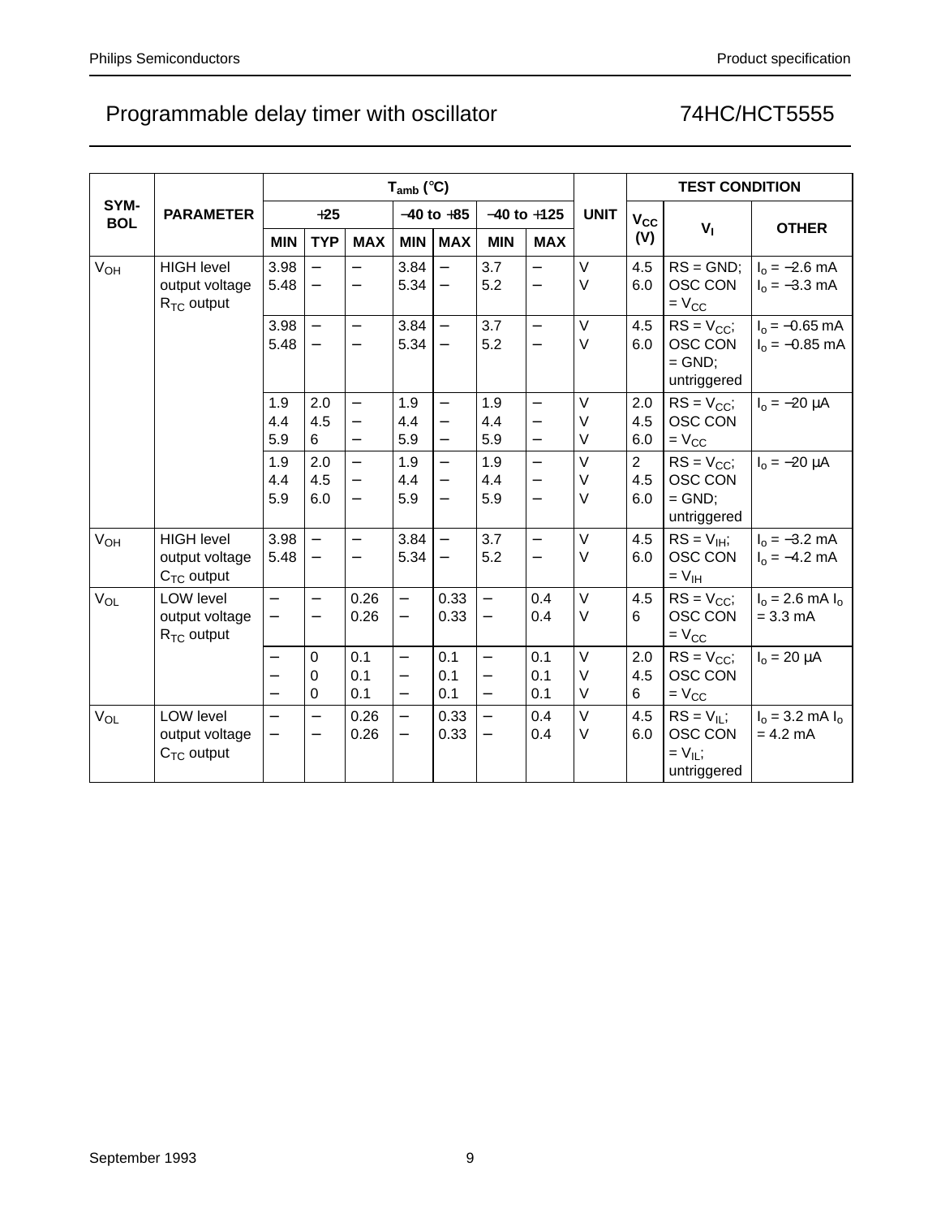# Programmable delay timer with oscillator — 74HC/HCT5555

| SYM-BOL | PARAMETER | $T_{amb}$ (°C) | | | | | | | UNIT | TEST CONDITION | | |
|---|---|---|---|---|---|---|---|---|---|---|---|---|
| | | +25 | | | −40 to +85 | | −40 to +125 | | | $V_{CC}$ (V) | $V_I$ | OTHER |
| | | MIN | TYP | MAX | MIN | MAX | MIN | MAX | | | | |
| $V_{OH}$ | HIGH level output voltage $R_{TC}$ output | 3.98<br>5.48 | −<br>− | −<br>− | 3.84<br>5.34 | −<br>− | 3.7<br>5.2 | −<br>− | V<br>V | 4.5<br>6.0 | RS = GND; OSC CON = $V_{CC}$ | $I_o$ = −2.6 mA<br>$I_o$ = −3.3 mA |
| | | 3.98<br>5.48 | −<br>− | −<br>− | 3.84<br>5.34 | −<br>− | 3.7<br>5.2 | −<br>− | V<br>V | 4.5<br>6.0 | RS = $V_{CC}$; OSC CON = GND; untriggered | $I_o$ = −0.65 mA<br>$I_o$ = −0.85 mA |
| | | 1.9<br>4.4<br>5.9 | 2.0<br>4.5<br>6 | −<br>−<br>− | 1.9<br>4.4<br>5.9 | −<br>−<br>− | 1.9<br>4.4<br>5.9 | −<br>−<br>− | V<br>V<br>V | 2.0<br>4.5<br>6.0 | RS = $V_{CC}$; OSC CON = $V_{CC}$ | $I_o$ = −20 μA |
| | | 1.9<br>4.4<br>5.9 | 2.0<br>4.5<br>6.0 | −<br>−<br>− | 1.9<br>4.4<br>5.9 | −<br>−<br>− | 1.9<br>4.4<br>5.9 | −<br>−<br>− | V<br>V<br>V | 2<br>4.5<br>6.0 | RS = $V_{CC}$; OSC CON = GND; untriggered | $I_o$ = −20 μA |
| $V_{OH}$ | HIGH level output voltage $C_{TC}$ output | 3.98<br>5.48 | −<br>− | −<br>− | 3.84<br>5.34 | −<br>− | 3.7<br>5.2 | −<br>− | V<br>V | 4.5<br>6.0 | RS = $V_{IH}$; OSC CON = $V_{IH}$ | $I_o$ = −3.2 mA<br>$I_o$ = −4.2 mA |
| $V_{OL}$ | LOW level output voltage $R_{TC}$ output | −<br>− | −<br>− | 0.26<br>0.26 | −<br>− | 0.33<br>0.33 | −<br>− | 0.4<br>0.4 | V<br>V | 4.5<br>6 | RS = $V_{CC}$; OSC CON = $V_{CC}$ | $I_o$ = 2.6 mA $I_o$ = 3.3 mA |
| | | −<br>−<br>− | 0<br>0<br>0 | 0.1<br>0.1<br>0.1 | −<br>−<br>− | 0.1<br>0.1<br>0.1 | −<br>−<br>− | 0.1<br>0.1<br>0.1 | V<br>V<br>V | 2.0<br>4.5<br>6 | RS = $V_{CC}$; OSC CON = $V_{CC}$ | $I_o$ = 20 μA |
| $V_{OL}$ | LOW level output voltage $C_{TC}$ output | −<br>− | −<br>− | 0.26<br>0.26 | −<br>− | 0.33<br>0.33 | −<br>− | 0.4<br>0.4 | V<br>V | 4.5<br>6.0 | RS = $V_{IL}$; OSC CON = $V_{IL}$; untriggered | $I_o$ = 3.2 mA $I_o$ = 4.2 mA |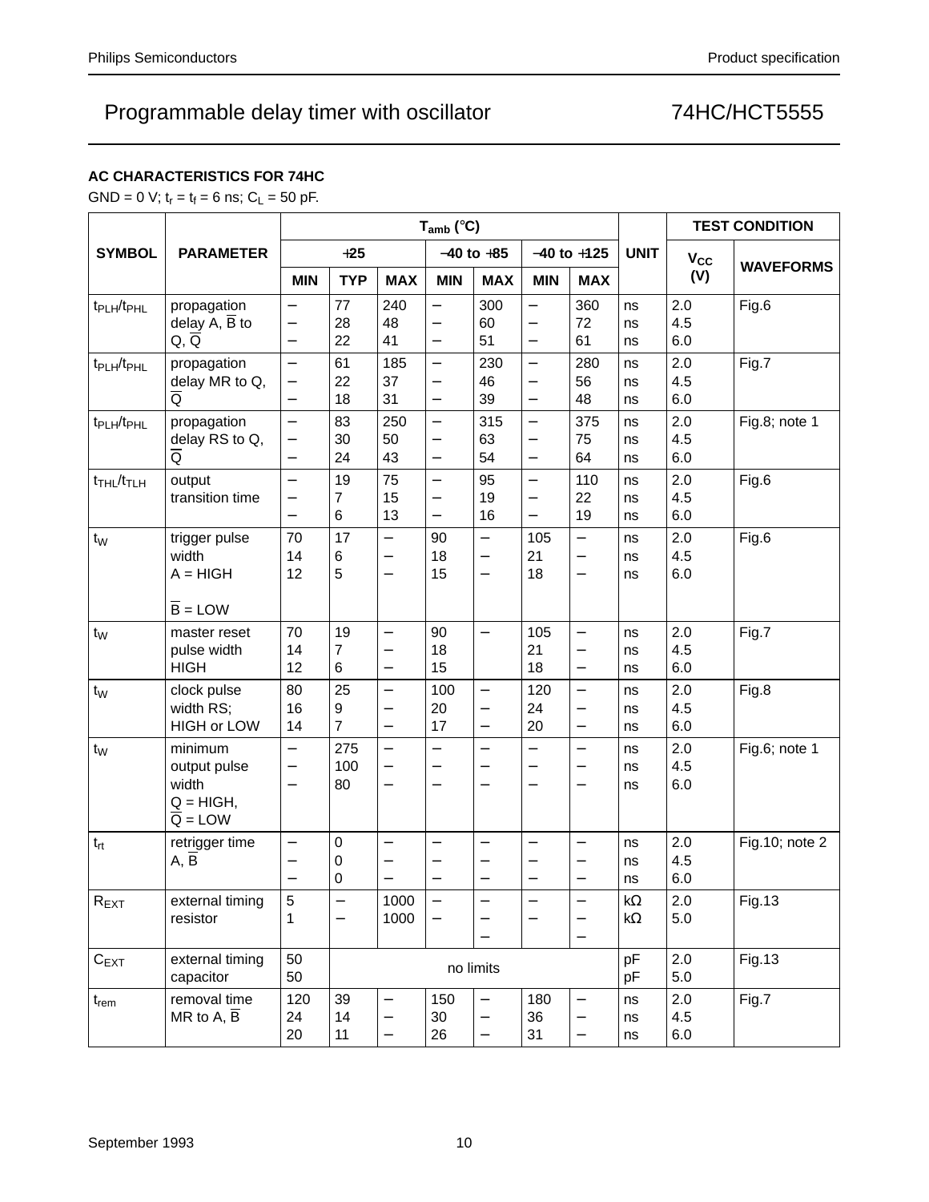# Programmable delay timer with oscillator — 74HC/HCT5555

### AC CHARACTERISTICS FOR 74HC

GND = 0 V; $t_r = t_f = 6$ ns; $C_L = 50$ pF.

| SYMBOL | PARAMETER | $T_{amb}$ (°C) | | | | | | | UNIT | TEST CONDITION | |
|---|---|---|---|---|---|---|---|---|---|---|---|
| | | +25 | | | −40 to +85 | | −40 to +125 | | | $V_{CC}$ (V) | WAVEFORMS |
| | | MIN | TYP | MAX | MIN | MAX | MIN | MAX | | | |
| $t_{PLH}/t_{PHL}$ | propagation delay A, $\overline{B}$ to Q, $\overline{Q}$ | −<br>−<br>− | 77<br>28<br>22 | 240<br>48<br>41 | −<br>−<br>− | 300<br>60<br>51 | −<br>−<br>− | 360<br>72<br>61 | ns<br>ns<br>ns | 2.0<br>4.5<br>6.0 | Fig.6 |
| $t_{PLH}/t_{PHL}$ | propagation delay MR to Q, $\overline{Q}$ | −<br>−<br>− | 61<br>22<br>18 | 185<br>37<br>31 | −<br>−<br>− | 230<br>46<br>39 | −<br>−<br>− | 280<br>56<br>48 | ns<br>ns<br>ns | 2.0<br>4.5<br>6.0 | Fig.7 |
| $t_{PLH}/t_{PHL}$ | propagation delay RS to Q, $\overline{Q}$ | −<br>−<br>− | 83<br>30<br>24 | 250<br>50<br>43 | −<br>−<br>− | 315<br>63<br>54 | −<br>−<br>− | 375<br>75<br>64 | ns<br>ns<br>ns | 2.0<br>4.5<br>6.0 | Fig.8; note 1 |
| $t_{THL}/t_{TLH}$ | output transition time | −<br>−<br>− | 19<br>7<br>6 | 75<br>15<br>13 | −<br>−<br>− | 95<br>19<br>16 | −<br>−<br>− | 110<br>22<br>19 | ns<br>ns<br>ns | 2.0<br>4.5<br>6.0 | Fig.6 |
| $t_W$ | trigger pulse width A = HIGH<br>$\overline{B}$ = LOW | 70<br>14<br>12 | 17<br>6<br>5 | −<br>−<br>− | 90<br>18<br>15 | −<br>−<br>− | 105<br>21<br>18 | −<br>−<br>− | ns<br>ns<br>ns | 2.0<br>4.5<br>6.0 | Fig.6 |
| $t_W$ | master reset pulse width HIGH | 70<br>14<br>12 | 19<br>7<br>6 | −<br>−<br>− | 90<br>18<br>15 | − | 105<br>21<br>18 | −<br>−<br>− | ns<br>ns<br>ns | 2.0<br>4.5<br>6.0 | Fig.7 |
| $t_W$ | clock pulse width RS; HIGH or LOW | 80<br>16<br>14 | 25<br>9<br>7 | −<br>−<br>− | 100<br>20<br>17 | −<br>−<br>− | 120<br>24<br>20 | −<br>−<br>− | ns<br>ns<br>ns | 2.0<br>4.5<br>6.0 | Fig.8 |
| $t_W$ | minimum output pulse width Q = HIGH, $\overline{Q}$ = LOW | −<br>−<br>− | 275<br>100<br>80 | −<br>−<br>− | −<br>−<br>− | −<br>−<br>− | −<br>−<br>− | −<br>−<br>− | ns<br>ns<br>ns | 2.0<br>4.5<br>6.0 | Fig.6; note 1 |
| $t_{rt}$ | retrigger time A, $\overline{B}$ | −<br>−<br>− | 0<br>0<br>0 | −<br>−<br>− | −<br>−<br>− | −<br>−<br>− | −<br>−<br>− | −<br>−<br>− | ns<br>ns<br>ns | 2.0<br>4.5<br>6.0 | Fig.10; note 2 |
| $R_{EXT}$ | external timing resistor | 5<br>1 | −<br>− | 1000<br>1000 | −<br>− | −<br>−<br>− | −<br>− | −<br>−<br>− | kΩ<br>kΩ | 2.0<br>5.0 | Fig.13 |
| $C_{EXT}$ | external timing capacitor | 50<br>50 | no limits | | | | | | pF<br>pF | 2.0<br>5.0 | Fig.13 |
| $t_{rem}$ | removal time MR to A, $\overline{B}$ | 120<br>24<br>20 | 39<br>14<br>11 | −<br>−<br>− | 150<br>30<br>26 | −<br>−<br>− | 180<br>36<br>31 | −<br>−<br>− | ns<br>ns<br>ns | 2.0<br>4.5<br>6.0 | Fig.7 |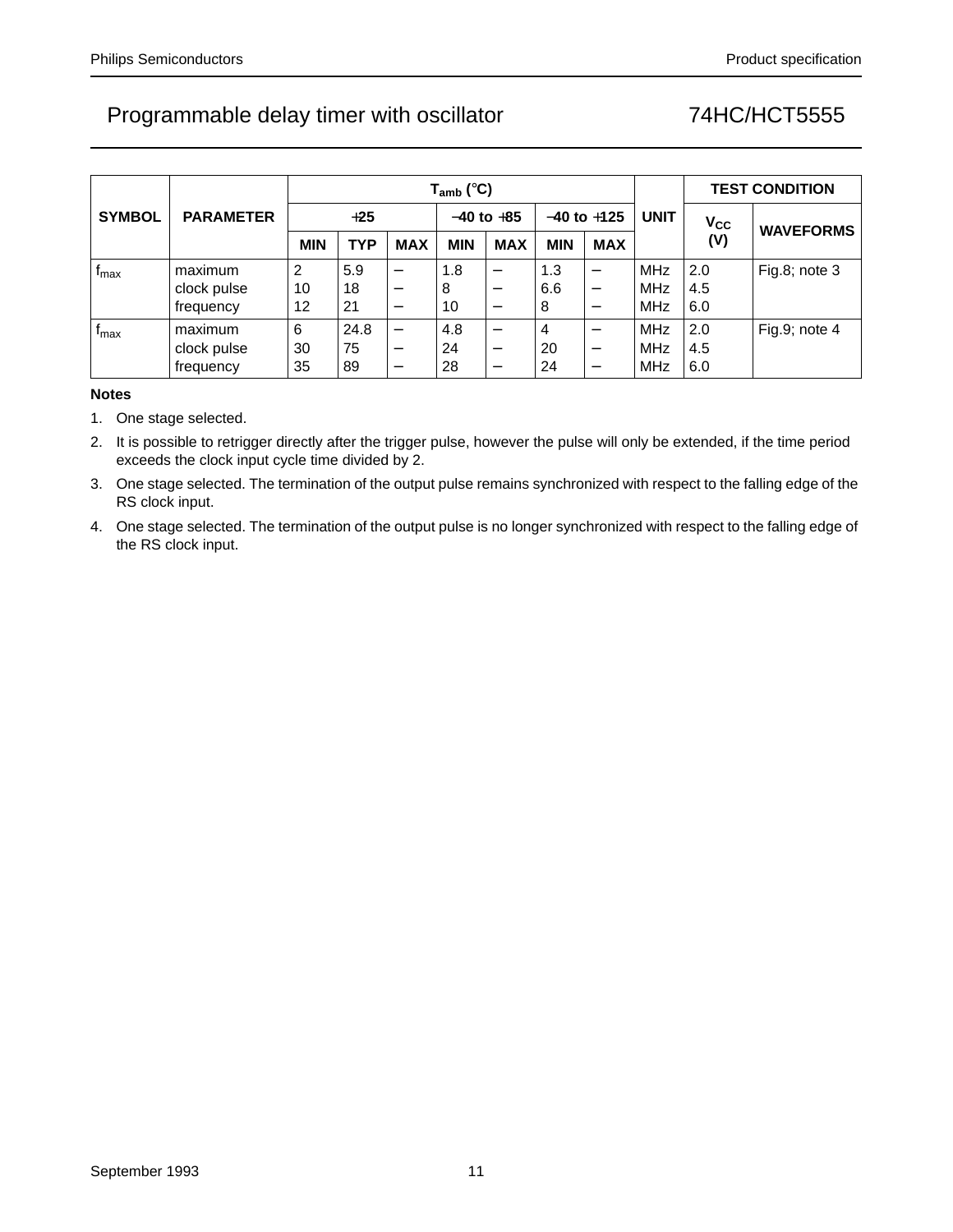| SYMBOL | PARAMETER | $T_{amb}$ (°C) | | | | | | | UNIT | TEST CONDITION | |
|---|---|---|---|---|---|---|---|---|---|---|---|
| | | +25 | | | −40 to +85 | | −40 to +125 | | | $V_{CC}$ (V) | WAVEFORMS |
| | | MIN | TYP | MAX | MIN | MAX | MIN | MAX | | | |
| $f_{max}$ | maximum clock pulse frequency | 2<br>10<br>12 | 5.9<br>18<br>21 | −<br>−<br>− | 1.8<br>8<br>10 | −<br>−<br>− | 1.3<br>6.6<br>8 | −<br>−<br>− | MHz<br>MHz<br>MHz | 2.0<br>4.5<br>6.0 | Fig.8; note 3 |
| $f_{max}$ | maximum clock pulse frequency | 6<br>30<br>35 | 24.8<br>75<br>89 | −<br>−<br>− | 4.8<br>24<br>28 | −<br>−<br>− | 4<br>20<br>24 | −<br>−<br>− | MHz<br>MHz<br>MHz | 2.0<br>4.5<br>6.0 | Fig.9; note 4 |

**Notes**

1. One stage selected.
2. It is possible to retrigger directly after the trigger pulse, however the pulse will only be extended, if the time period exceeds the clock input cycle time divided by 2.
3. One stage selected. The termination of the output pulse remains synchronized with respect to the falling edge of the RS clock input.
4. One stage selected. The termination of the output pulse is no longer synchronized with respect to the falling edge of the RS clock input.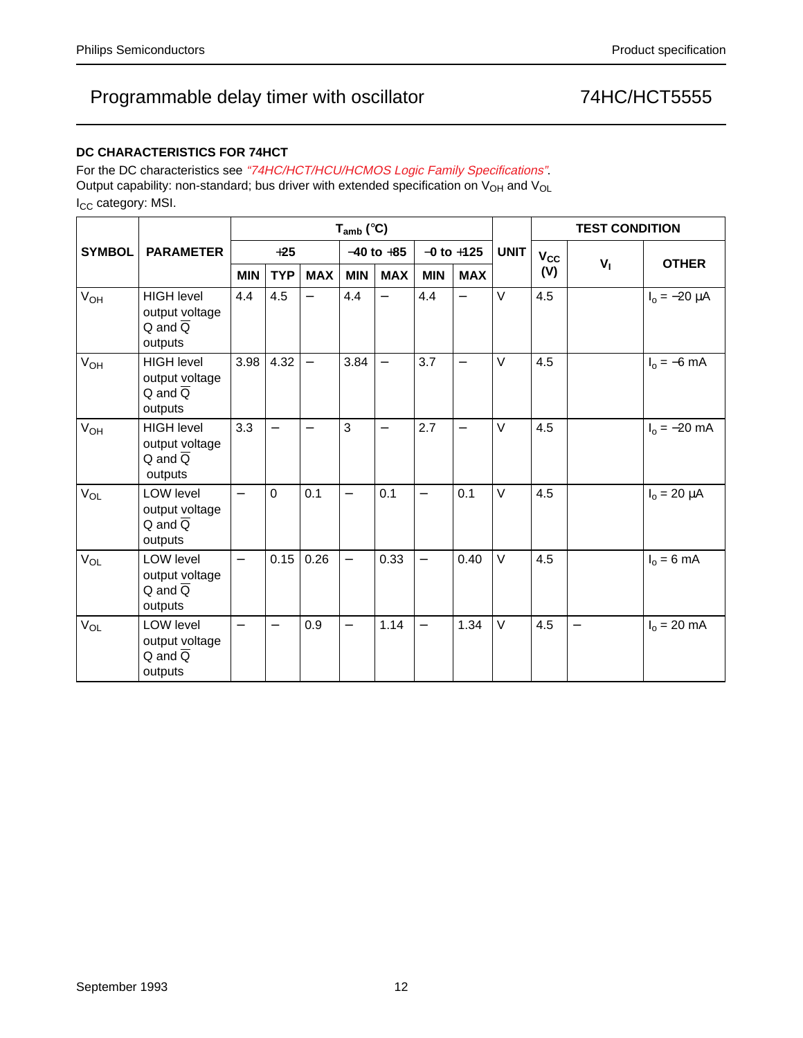### DC CHARACTERISTICS FOR 74HCT

For the DC characteristics see *"74HC/HCT/HCU/HCMOS Logic Family Specifications"*.
Output capability: non-standard; bus driver with extended specification on $V_{OH}$ and $V_{OL}$
$I_{CC}$ category: MSI.

| SYMBOL | PARAMETER | $T_{amb}$ (°C) | | | | | | | UNIT | TEST CONDITION | | |
|---|---|---|---|---|---|---|---|---|---|---|---|---|
| | | +25 | | | −40 to +85 | | −0 to +125 | | | $V_{CC}$ (V) | $V_I$ | OTHER |
| | | MIN | TYP | MAX | MIN | MAX | MIN | MAX | | | | |
| $V_{OH}$ | HIGH level output voltage Q and $\overline{Q}$ outputs | 4.4 | 4.5 | − | 4.4 | − | 4.4 | − | V | 4.5 | | $I_o$ = −20 μA |
| $V_{OH}$ | HIGH level output voltage Q and $\overline{Q}$ outputs | 3.98 | 4.32 | − | 3.84 | − | 3.7 | − | V | 4.5 | | $I_o$ = −6 mA |
| $V_{OH}$ | HIGH level output voltage Q and $\overline{Q}$ outputs | 3.3 | − | − | 3 | − | 2.7 | − | V | 4.5 | | $I_o$ = −20 mA |
| $V_{OL}$ | LOW level output voltage Q and $\overline{Q}$ outputs | − | 0 | 0.1 | − | 0.1 | − | 0.1 | V | 4.5 | | $I_o$ = 20 μA |
| $V_{OL}$ | LOW level output voltage Q and $\overline{Q}$ outputs | − | 0.15 | 0.26 | − | 0.33 | − | 0.40 | V | 4.5 | | $I_o$ = 6 mA |
| $V_{OL}$ | LOW level output voltage Q and $\overline{Q}$ outputs | − | − | 0.9 | − | 1.14 | − | 1.34 | V | 4.5 | − | $I_o$ = 20 mA |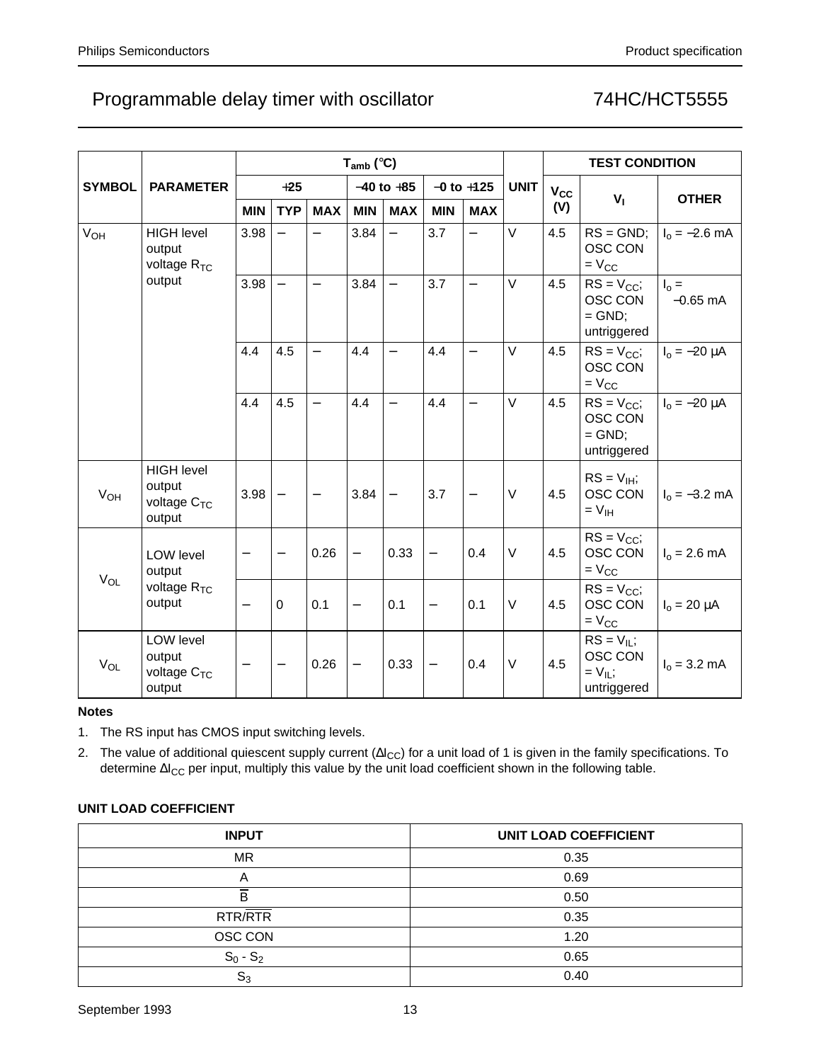# Programmable delay timer with oscillator — 74HC/HCT5555

| SYMBOL | PARAMETER | $T_{amb}$ (°C) | | | | | | | UNIT | TEST CONDITION | | |
|---|---|---|---|---|---|---|---|---|---|---|---|---|
| | | +25 | | | −40 to +85 | | −0 to +125 | | | $V_{CC}$ (V) | $V_I$ | OTHER |
| | | MIN | TYP | MAX | MIN | MAX | MIN | MAX | | | | |
| $V_{OH}$ | HIGH level output voltage $R_{TC}$ output | 3.98 | − | − | 3.84 | − | 3.7 | − | V | 4.5 | RS = GND; OSC CON = $V_{CC}$ | $I_o$ = −2.6 mA |
| | | 3.98 | − | − | 3.84 | − | 3.7 | − | V | 4.5 | RS = $V_{CC}$; OSC CON = GND; untriggered | $I_o$ = −0.65 mA |
| | | 4.4 | 4.5 | − | 4.4 | − | 4.4 | − | V | 4.5 | RS = $V_{CC}$; OSC CON = $V_{CC}$ | $I_o$ = −20 µA |
| | | 4.4 | 4.5 | − | 4.4 | − | 4.4 | − | V | 4.5 | RS = $V_{CC}$; OSC CON = GND; untriggered | $I_o$ = −20 µA |
| $V_{OH}$ | HIGH level output voltage $C_{TC}$ output | 3.98 | − | − | 3.84 | − | 3.7 | − | V | 4.5 | RS = $V_{IH}$; OSC CON = $V_{IH}$ | $I_o$ = −3.2 mA |
| $V_{OL}$ | LOW level output voltage $R_{TC}$ output | − | − | 0.26 | − | 0.33 | − | 0.4 | V | 4.5 | RS = $V_{CC}$; OSC CON = $V_{CC}$ | $I_o$ = 2.6 mA |
| | | − | 0 | 0.1 | − | 0.1 | − | 0.1 | V | 4.5 | RS = $V_{CC}$; OSC CON = $V_{CC}$ | $I_o$ = 20 µA |
| $V_{OL}$ | LOW level output voltage $C_{TC}$ output | − | − | 0.26 | − | 0.33 | − | 0.4 | V | 4.5 | RS = $V_{IL}$; OSC CON = $V_{IL}$; untriggered | $I_o$ = 3.2 mA |

**Notes**

1. The RS input has CMOS input switching levels.
2. The value of additional quiescent supply current ($\Delta I_{CC}$) for a unit load of 1 is given in the family specifications. To determine $\Delta I_{CC}$ per input, multiply this value by the unit load coefficient shown in the following table.

**UNIT LOAD COEFFICIENT**

| INPUT | UNIT LOAD COEFFICIENT |
|---|---|
| MR | 0.35 |
| A | 0.69 |
| $\overline{B}$ | 0.50 |
| RTR/$\overline{RTR}$ | 0.35 |
| OSC CON | 1.20 |
| $S_0$ - $S_2$ | 0.65 |
| $S_3$ | 0.40 |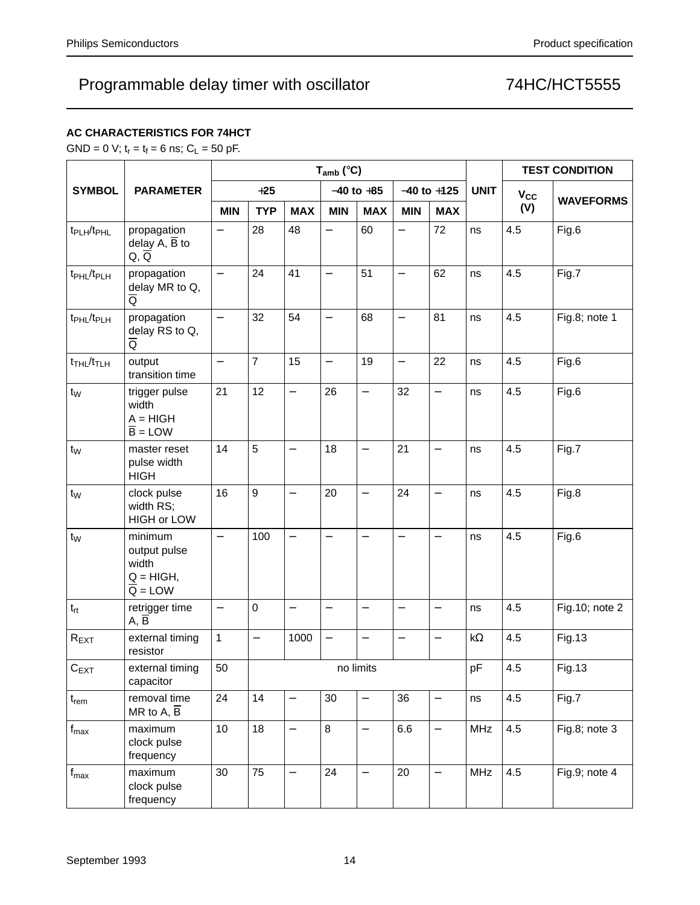## Programmable delay timer with oscillator — 74HC/HCT5555

### AC CHARACTERISTICS FOR 74HCT

GND = 0 V; $t_r = t_f = 6$ ns; $C_L = 50$ pF.

| SYMBOL | PARAMETER | $T_{amb}$ (°C) | | | | | | | UNIT | TEST CONDITION | |
|---|---|---|---|---|---|---|---|---|---|---|---|
| | | +25 | | | −40 to +85 | | −40 to +125 | | | $V_{CC}$ (V) | WAVEFORMS |
| | | MIN | TYP | MAX | MIN | MAX | MIN | MAX | | | |
| $t_{PLH}/t_{PHL}$ | propagation delay A, $\overline{B}$ to Q, $\overline{Q}$ | − | 28 | 48 | − | 60 | − | 72 | ns | 4.5 | Fig.6 |
| $t_{PHL}/t_{PLH}$ | propagation delay MR to Q, $\overline{Q}$ | − | 24 | 41 | − | 51 | − | 62 | ns | 4.5 | Fig.7 |
| $t_{PHL}/t_{PLH}$ | propagation delay RS to Q, $\overline{Q}$ | − | 32 | 54 | − | 68 | − | 81 | ns | 4.5 | Fig.8; note 1 |
| $t_{THL}/t_{TLH}$ | output transition time | − | 7 | 15 | − | 19 | − | 22 | ns | 4.5 | Fig.6 |
| $t_W$ | trigger pulse width A = HIGH $\overline{B}$ = LOW | 21 | 12 | − | 26 | − | 32 | − | ns | 4.5 | Fig.6 |
| $t_W$ | master reset pulse width HIGH | 14 | 5 | − | 18 | − | 21 | − | ns | 4.5 | Fig.7 |
| $t_W$ | clock pulse width RS; HIGH or LOW | 16 | 9 | − | 20 | − | 24 | − | ns | 4.5 | Fig.8 |
| $t_W$ | minimum output pulse width Q = HIGH, $\overline{Q}$ = LOW | − | 100 | − | − | − | − | − | ns | 4.5 | Fig.6 |
| $t_{rt}$ | retrigger time A, $\overline{B}$ | − | 0 | − | − | − | − | − | ns | 4.5 | Fig.10; note 2 |
| $R_{EXT}$ | external timing resistor | 1 | − | 1000 | − | − | − | − | kΩ | 4.5 | Fig.13 |
| $C_{EXT}$ | external timing capacitor | 50 | no limits | | | | | | pF | 4.5 | Fig.13 |
| $t_{rem}$ | removal time MR to A, $\overline{B}$ | 24 | 14 | − | 30 | − | 36 | − | ns | 4.5 | Fig.7 |
| $f_{max}$ | maximum clock pulse frequency | 10 | 18 | − | 8 | − | 6.6 | − | MHz | 4.5 | Fig.8; note 3 |
| $f_{max}$ | maximum clock pulse frequency | 30 | 75 | − | 24 | − | 20 | − | MHz | 4.5 | Fig.9; note 4 |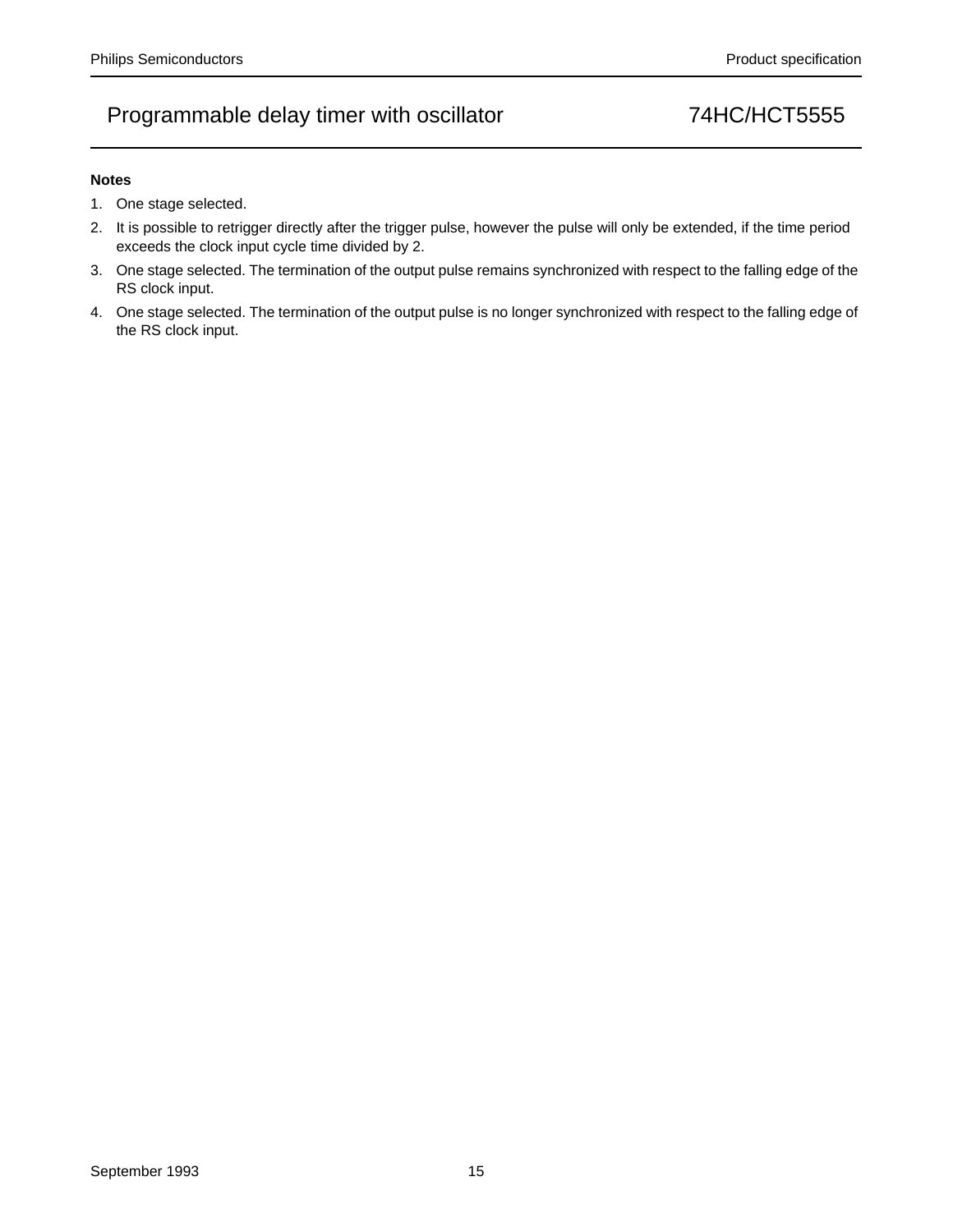#### Notes

1. One stage selected.
2. It is possible to retrigger directly after the trigger pulse, however the pulse will only be extended, if the time period exceeds the clock input cycle time divided by 2.
3. One stage selected. The termination of the output pulse remains synchronized with respect to the falling edge of the RS clock input.
4. One stage selected. The termination of the output pulse is no longer synchronized with respect to the falling edge of the RS clock input.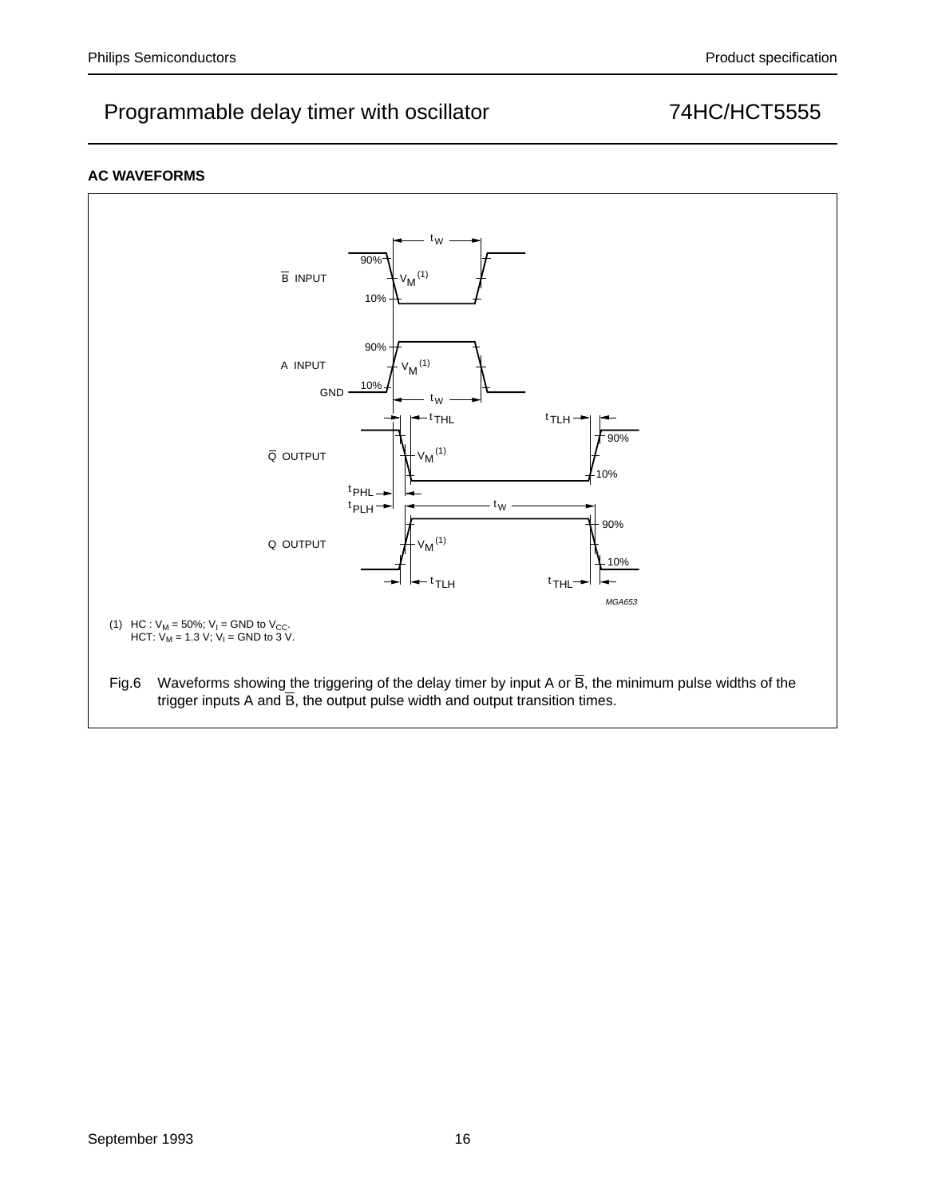## AC WAVEFORMS

(1) HC : $V_M$ = 50%; $V_I$ = GND to $V_{CC}$.
HCT: $V_M$ = 1.3 V; $V_I$ = GND to 3 V.

Fig.6 Waveforms showing the triggering of the delay timer by input A or $\overline{B}$, the minimum pulse widths of the trigger inputs A and $\overline{B}$, the output pulse width and output transition times.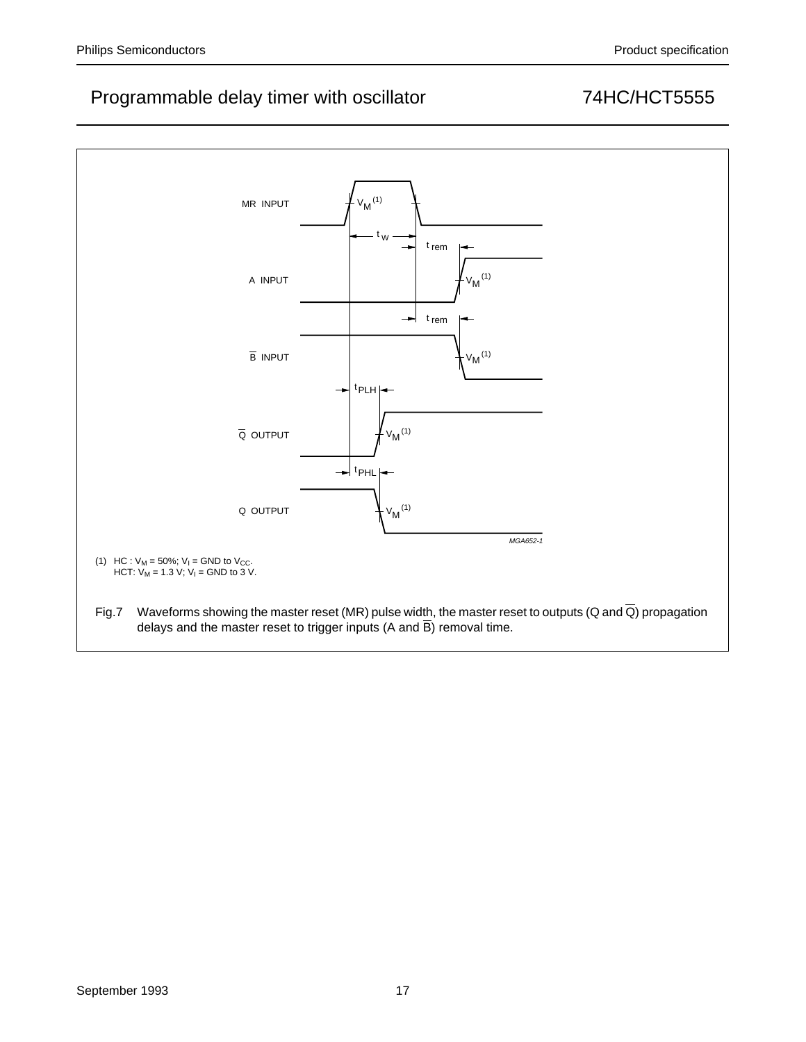MR INPUT

A INPUT

$\overline{B}$ INPUT

$\overline{Q}$ OUTPUT

Q OUTPUT

$t_W$, $t_{rem}$, $t_{rem}$, $t_{PLH}$, $t_{PHL}$, $V_M$ (1)

MGA652-1

(1) HC : $V_M$ = 50%; $V_I$ = GND to $V_{CC}$.
HCT: $V_M$ = 1.3 V; $V_I$ = GND to 3 V.

Fig.7 Waveforms showing the master reset (MR) pulse width, the master reset to outputs (Q and $\overline{Q}$) propagation delays and the master reset to trigger inputs (A and $\overline{B}$) removal time.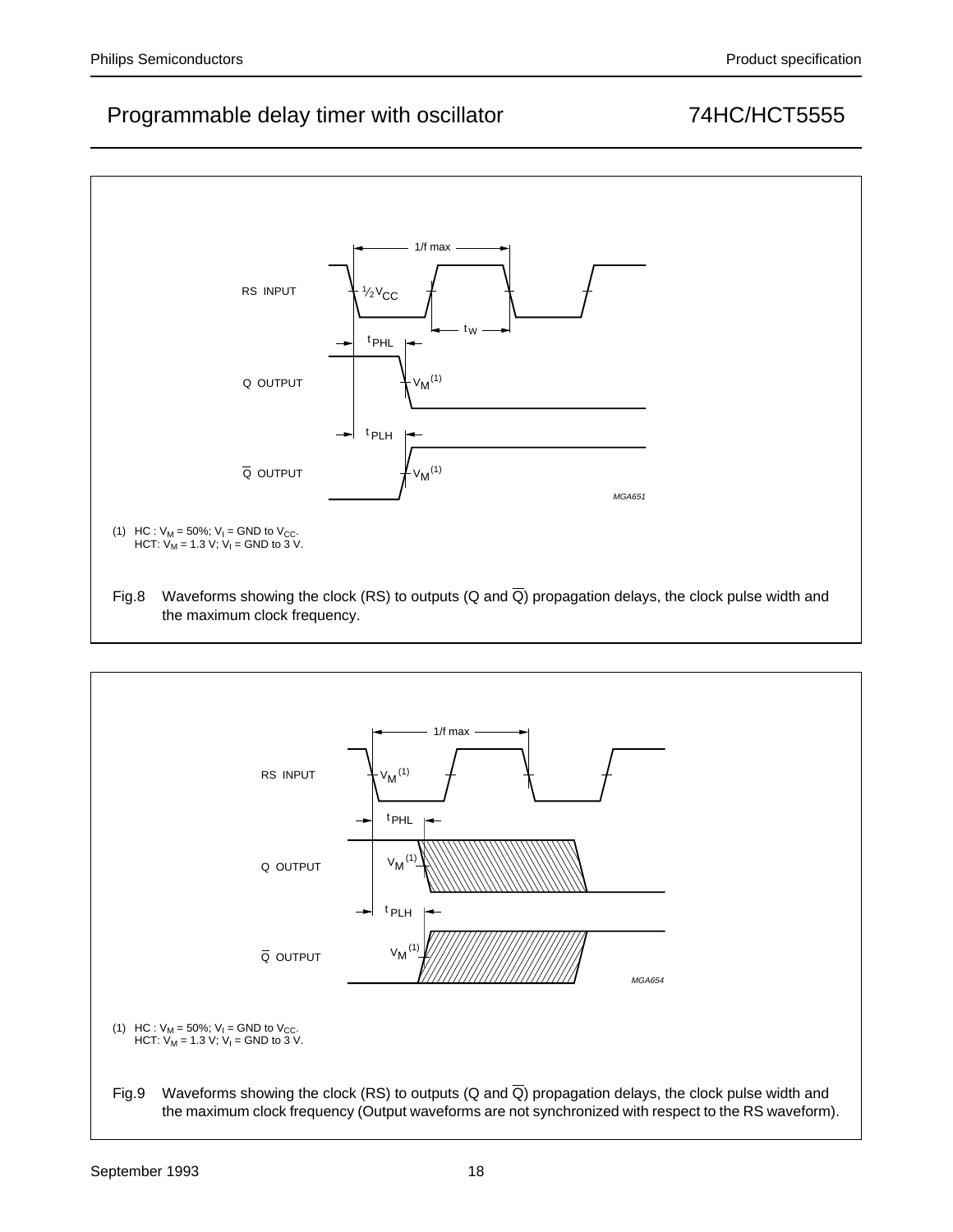(1) HC : $V_M$ = 50%; $V_I$ = GND to $V_{CC}$.
HCT: $V_M$ = 1.3 V; $V_I$ = GND to 3 V.

Fig.8 Waveforms showing the clock (RS) to outputs (Q and $\overline{Q}$) propagation delays, the clock pulse width and the maximum clock frequency.

(1) HC : $V_M$ = 50%; $V_I$ = GND to $V_{CC}$.
HCT: $V_M$ = 1.3 V; $V_I$ = GND to 3 V.

Fig.9 Waveforms showing the clock (RS) to outputs (Q and $\overline{Q}$) propagation delays, the clock pulse width and the maximum clock frequency (Output waveforms are not synchronized with respect to the RS waveform).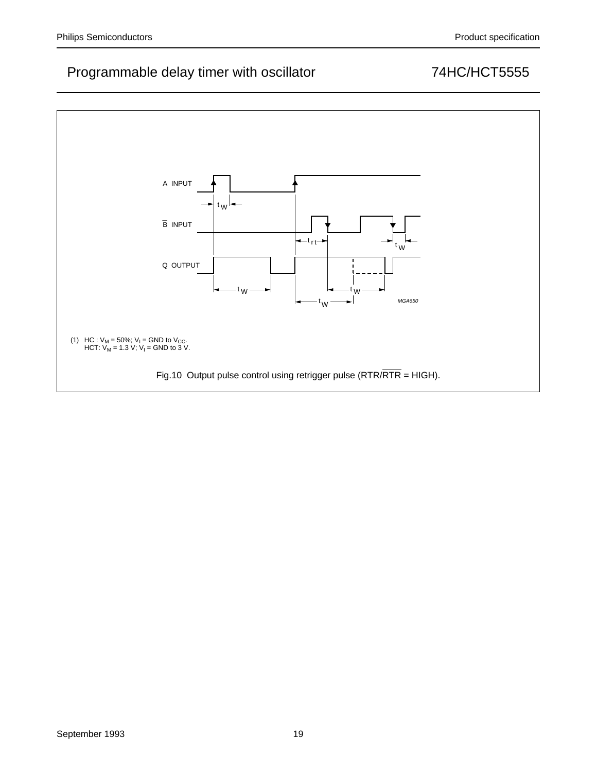A INPUT

$\overline{B}$ INPUT

Q OUTPUT

$t_W$ $t_{rt}$ $t_W$ $t_W$ $t_W$ $t_W$

MGA650

(1) HC : $V_M$ = 50%; $V_I$ = GND to $V_{CC}$.
HCT: $V_M$ = 1.3 V; $V_I$ = GND to 3 V.

Fig.10 Output pulse control using retrigger pulse (RTR/$\overline{RTR}$ = HIGH).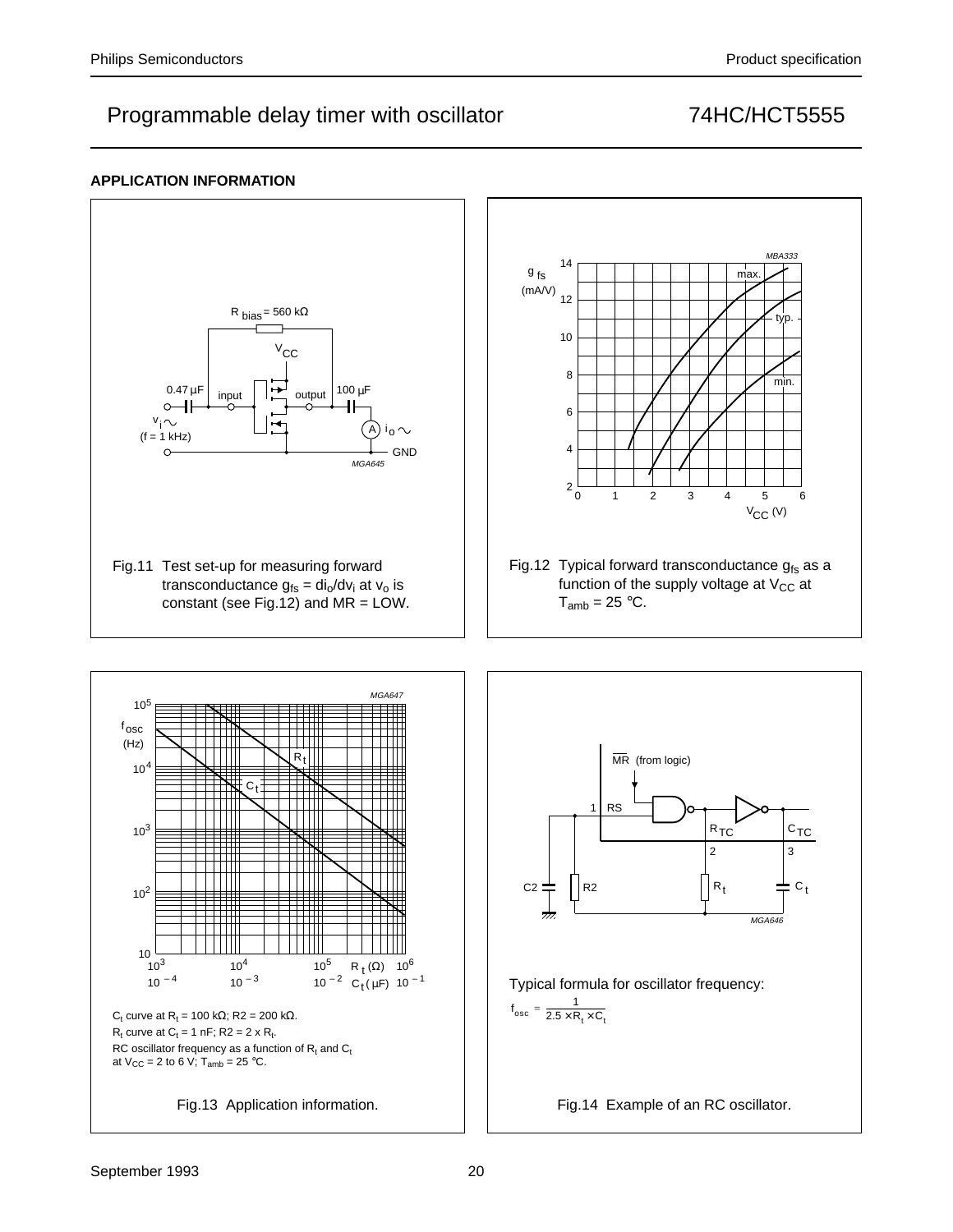## APPLICATION INFORMATION

Fig.11 Test set-up for measuring forward transconductance $g_{fs} = di_o/dv_i$ at $v_o$ is constant (see Fig.12) and MR = LOW.

Fig.12 Typical forward transconductance $g_{fs}$ as a function of the supply voltage at $V_{CC}$ at $T_{amb} = 25$ °C.

$C_t$ curve at $R_t = 100$ kΩ; R2 = 200 kΩ.
$R_t$ curve at $C_t = 1$ nF; R2 = 2 x $R_t$.
RC oscillator frequency as a function of $R_t$ and $C_t$ at $V_{CC} = 2$ to 6 V; $T_{amb} = 25$ °C.

Fig.13 Application information.

Typical formula for oscillator frequency:

$$f_{osc} = \frac{1}{2.5 \times R_t \times C_t}$$

Fig.14 Example of an RC oscillator.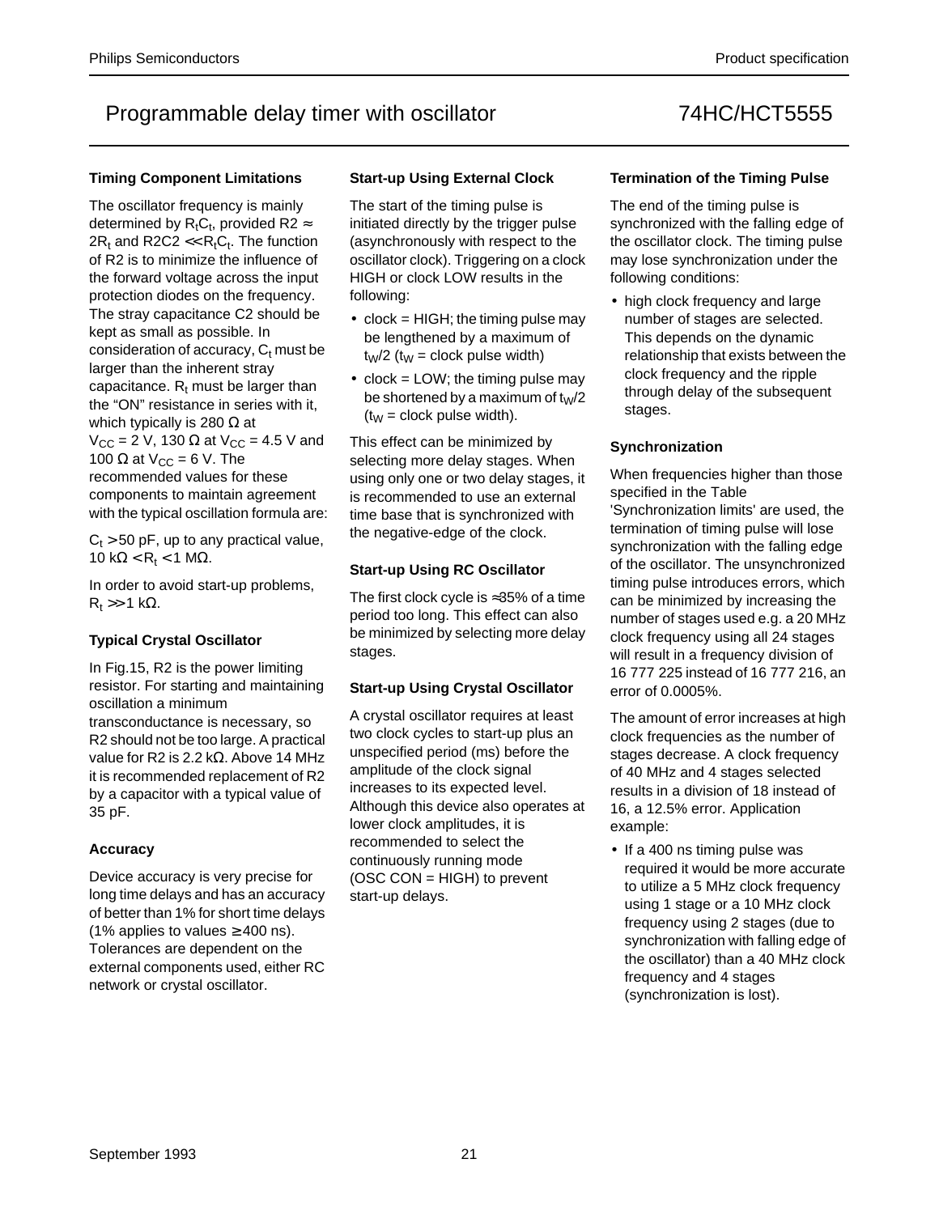### Timing Component Limitations

The oscillator frequency is mainly determined by $R_tC_t$, provided R2 ≈ $2R_t$ and R2C2 << $R_tC_t$. The function of R2 is to minimize the influence of the forward voltage across the input protection diodes on the frequency. The stray capacitance C2 should be kept as small as possible. In consideration of accuracy, $C_t$ must be larger than the inherent stray capacitance. $R_t$ must be larger than the "ON" resistance in series with it, which typically is 280 Ω at $V_{CC}$ = 2 V, 130 Ω at $V_{CC}$ = 4.5 V and 100 Ω at $V_{CC}$ = 6 V. The recommended values for these components to maintain agreement with the typical oscillation formula are:

$C_t$ > 50 pF, up to any practical value, 10 kΩ < $R_t$ < 1 MΩ.

In order to avoid start-up problems, $R_t$ >> 1 kΩ.

### Typical Crystal Oscillator

In Fig.15, R2 is the power limiting resistor. For starting and maintaining oscillation a minimum transconductance is necessary, so R2 should not be too large. A practical value for R2 is 2.2 kΩ. Above 14 MHz it is recommended replacement of R2 by a capacitor with a typical value of 35 pF.

### Accuracy

Device accuracy is very precise for long time delays and has an accuracy of better than 1% for short time delays (1% applies to values ≥ 400 ns). Tolerances are dependent on the external components used, either RC network or crystal oscillator.

### Start-up Using External Clock

The start of the timing pulse is initiated directly by the trigger pulse (asynchronously with respect to the oscillator clock). Triggering on a clock HIGH or clock LOW results in the following:

- clock = HIGH; the timing pulse may be lengthened by a maximum of $t_W/2$ ($t_W$ = clock pulse width)
- clock = LOW; the timing pulse may be shortened by a maximum of $t_W/2$ ($t_W$ = clock pulse width).

This effect can be minimized by selecting more delay stages. When using only one or two delay stages, it is recommended to use an external time base that is synchronized with the negative-edge of the clock.

### Start-up Using RC Oscillator

The first clock cycle is ≈35% of a time period too long. This effect can also be minimized by selecting more delay stages.

### Start-up Using Crystal Oscillator

A crystal oscillator requires at least two clock cycles to start-up plus an unspecified period (ms) before the amplitude of the clock signal increases to its expected level. Although this device also operates at lower clock amplitudes, it is recommended to select the continuously running mode (OSC CON = HIGH) to prevent start-up delays.

### Termination of the Timing Pulse

The end of the timing pulse is synchronized with the falling edge of the oscillator clock. The timing pulse may lose synchronization under the following conditions:

- high clock frequency and large number of stages are selected. This depends on the dynamic relationship that exists between the clock frequency and the ripple through delay of the subsequent stages.

### Synchronization

When frequencies higher than those specified in the Table 'Synchronization limits' are used, the termination of timing pulse will lose synchronization with the falling edge of the oscillator. The unsynchronized timing pulse introduces errors, which can be minimized by increasing the number of stages used e.g. a 20 MHz clock frequency using all 24 stages will result in a frequency division of 16 777 225 instead of 16 777 216, an error of 0.0005%.

The amount of error increases at high clock frequencies as the number of stages decrease. A clock frequency of 40 MHz and 4 stages selected results in a division of 18 instead of 16, a 12.5% error. Application example:

- If a 400 ns timing pulse was required it would be more accurate to utilize a 5 MHz clock frequency using 1 stage or a 10 MHz clock frequency using 2 stages (due to synchronization with falling edge of the oscillator) than a 40 MHz clock frequency and 4 stages (synchronization is lost).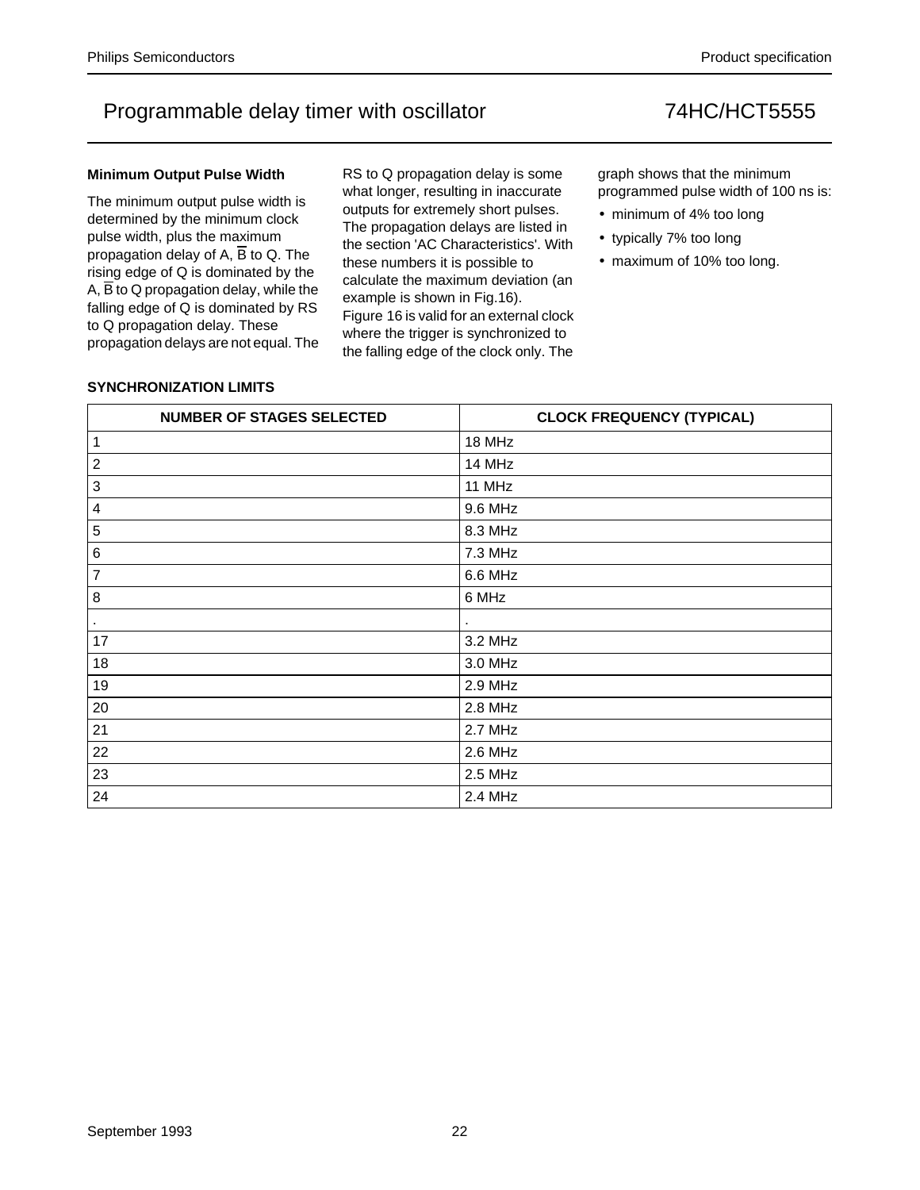### Minimum Output Pulse Width

The minimum output pulse width is determined by the minimum clock pulse width, plus the maximum propagation delay of A, $\overline{B}$ to Q. The rising edge of Q is dominated by the A, $\overline{B}$ to Q propagation delay, while the falling edge of Q is dominated by RS to Q propagation delay. These propagation delays are not equal. The RS to Q propagation delay is some what longer, resulting in inaccurate outputs for extremely short pulses. The propagation delays are listed in the section 'AC Characteristics'. With these numbers it is possible to calculate the maximum deviation (an example is shown in Fig.16). Figure 16 is valid for an external clock where the trigger is synchronized to the falling edge of the clock only. The graph shows that the minimum programmed pulse width of 100 ns is:

- minimum of 4% too long
- typically 7% too long
- maximum of 10% too long.

### SYNCHRONIZATION LIMITS

| NUMBER OF STAGES SELECTED | CLOCK FREQUENCY (TYPICAL) |
|---|---|
| 1 | 18 MHz |
| 2 | 14 MHz |
| 3 | 11 MHz |
| 4 | 9.6 MHz |
| 5 | 8.3 MHz |
| 6 | 7.3 MHz |
| 7 | 6.6 MHz |
| 8 | 6 MHz |
| . | . |
| 17 | 3.2 MHz |
| 18 | 3.0 MHz |
| 19 | 2.9 MHz |
| 20 | 2.8 MHz |
| 21 | 2.7 MHz |
| 22 | 2.6 MHz |
| 23 | 2.5 MHz |
| 24 | 2.4 MHz |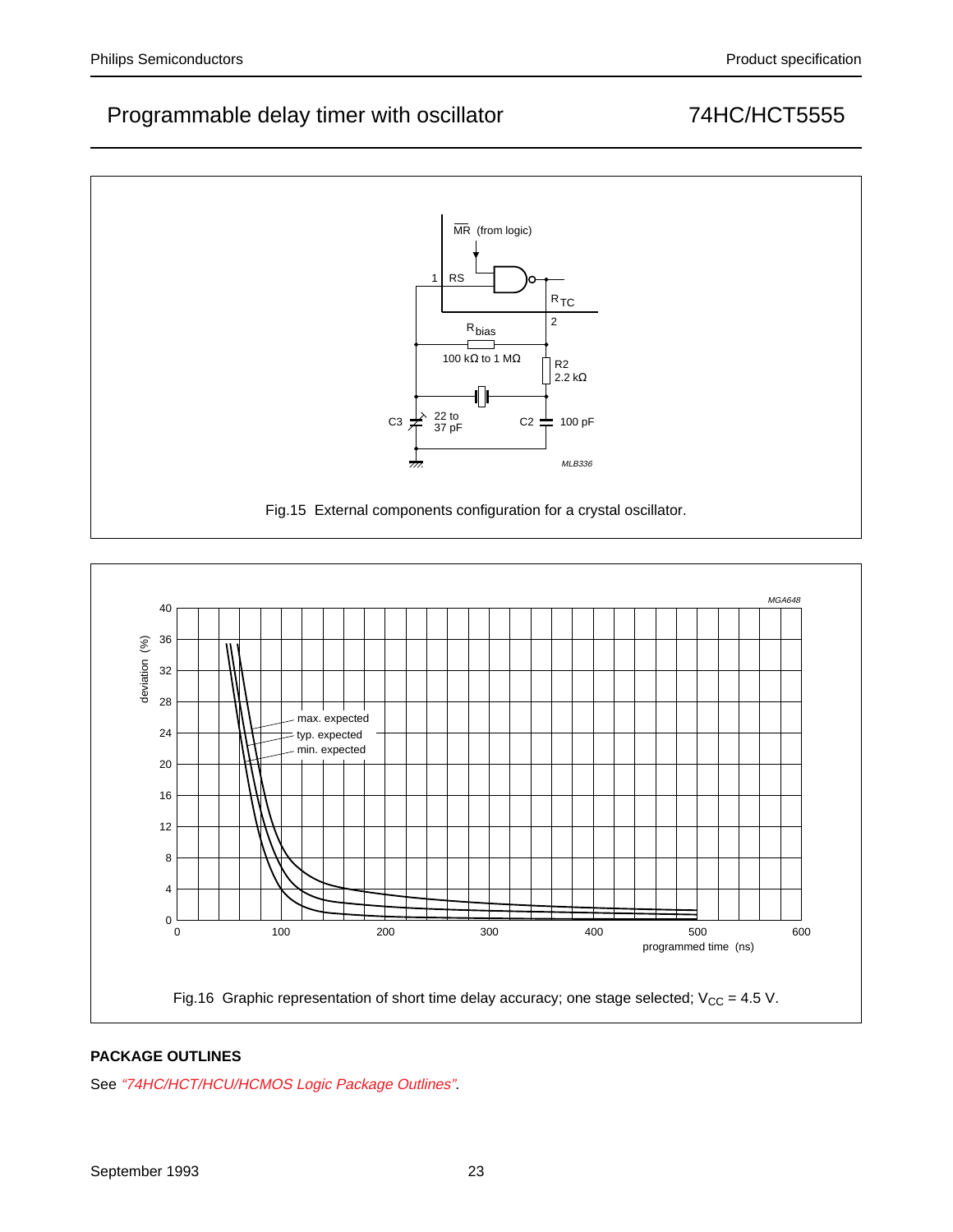MR (from logic)

1 RS

$R_{TC}$

2

$R_{bias}$

100 kΩ to 1 MΩ

R2
2.2 kΩ

C3

22 to
37 pF

C2

100 pF

MLB336

Fig.15 External components configuration for a crystal oscillator.

MGA648

deviation (%)

40
36
32
28
24
20
16
12
8
4
0

max. expected
typ. expected
min. expected

0
100
200
300
400
500
600

programmed time (ns)

Fig.16 Graphic representation of short time delay accuracy; one stage selected; $V_{CC}$ = 4.5 V.

## PACKAGE OUTLINES

See *"74HC/HCT/HCU/HCMOS Logic Package Outlines"*.